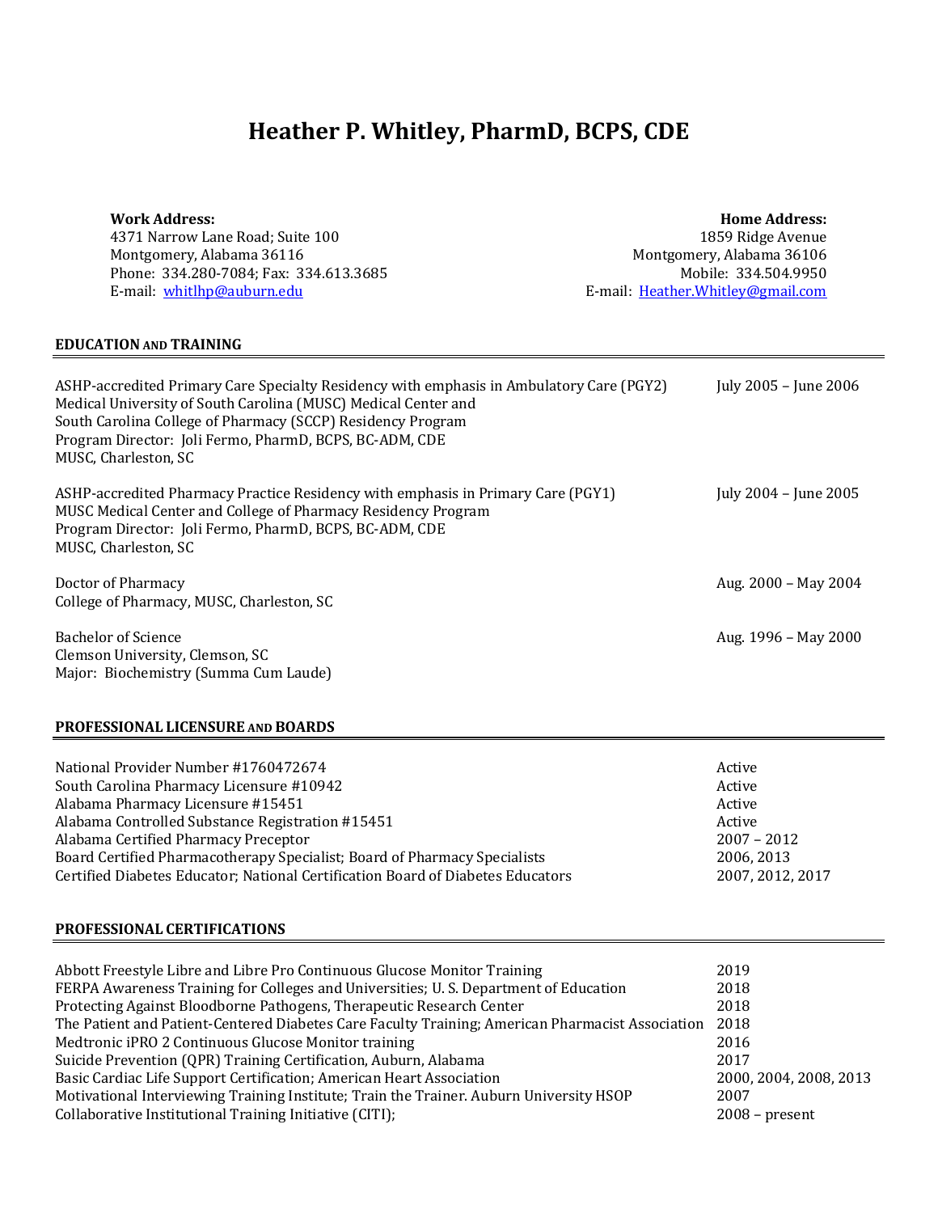# Heather P. Whitley, PharmD, BCPS, CDE

**Work Address:**
4371 Narrow Lane Road; Suite 100
Montgomery, Alabama 36116
Phone: 334.280-7084; Fax: 334.613.3685
E-mail: whitlhp@auburn.edu

**Home Address:**
1859 Ridge Avenue
Montgomery, Alabama 36106
Mobile: 334.504.9950
E-mail: Heather.Whitley@gmail.com

## EDUCATION AND TRAINING

ASHP-accredited Primary Care Specialty Residency with emphasis in Ambulatory Care (PGY2) — July 2005 – June 2006
Medical University of South Carolina (MUSC) Medical Center and
South Carolina College of Pharmacy (SCCP) Residency Program
Program Director: Joli Fermo, PharmD, BCPS, BC-ADM, CDE
MUSC, Charleston, SC

ASHP-accredited Pharmacy Practice Residency with emphasis in Primary Care (PGY1) — July 2004 – June 2005
MUSC Medical Center and College of Pharmacy Residency Program
Program Director: Joli Fermo, PharmD, BCPS, BC-ADM, CDE
MUSC, Charleston, SC

Doctor of Pharmacy — Aug. 2000 – May 2004
College of Pharmacy, MUSC, Charleston, SC

Bachelor of Science — Aug. 1996 – May 2000
Clemson University, Clemson, SC
Major: Biochemistry (Summa Cum Laude)

## PROFESSIONAL LICENSURE AND BOARDS

| | |
|---|---|
| National Provider Number #1760472674 | Active |
| South Carolina Pharmacy Licensure #10942 | Active |
| Alabama Pharmacy Licensure #15451 | Active |
| Alabama Controlled Substance Registration #15451 | Active |
| Alabama Certified Pharmacy Preceptor | 2007 – 2012 |
| Board Certified Pharmacotherapy Specialist; Board of Pharmacy Specialists | 2006, 2013 |
| Certified Diabetes Educator; National Certification Board of Diabetes Educators | 2007, 2012, 2017 |

## PROFESSIONAL CERTIFICATIONS

| | |
|---|---|
| Abbott Freestyle Libre and Libre Pro Continuous Glucose Monitor Training | 2019 |
| FERPA Awareness Training for Colleges and Universities; U. S. Department of Education | 2018 |
| Protecting Against Bloodborne Pathogens, Therapeutic Research Center | 2018 |
| The Patient and Patient-Centered Diabetes Care Faculty Training; American Pharmacist Association | 2018 |
| Medtronic iPRO 2 Continuous Glucose Monitor training | 2016 |
| Suicide Prevention (QPR) Training Certification, Auburn, Alabama | 2017 |
| Basic Cardiac Life Support Certification; American Heart Association | 2000, 2004, 2008, 2013 |
| Motivational Interviewing Training Institute; Train the Trainer. Auburn University HSOP | 2007 |
| Collaborative Institutional Training Initiative (CITI); | 2008 – present |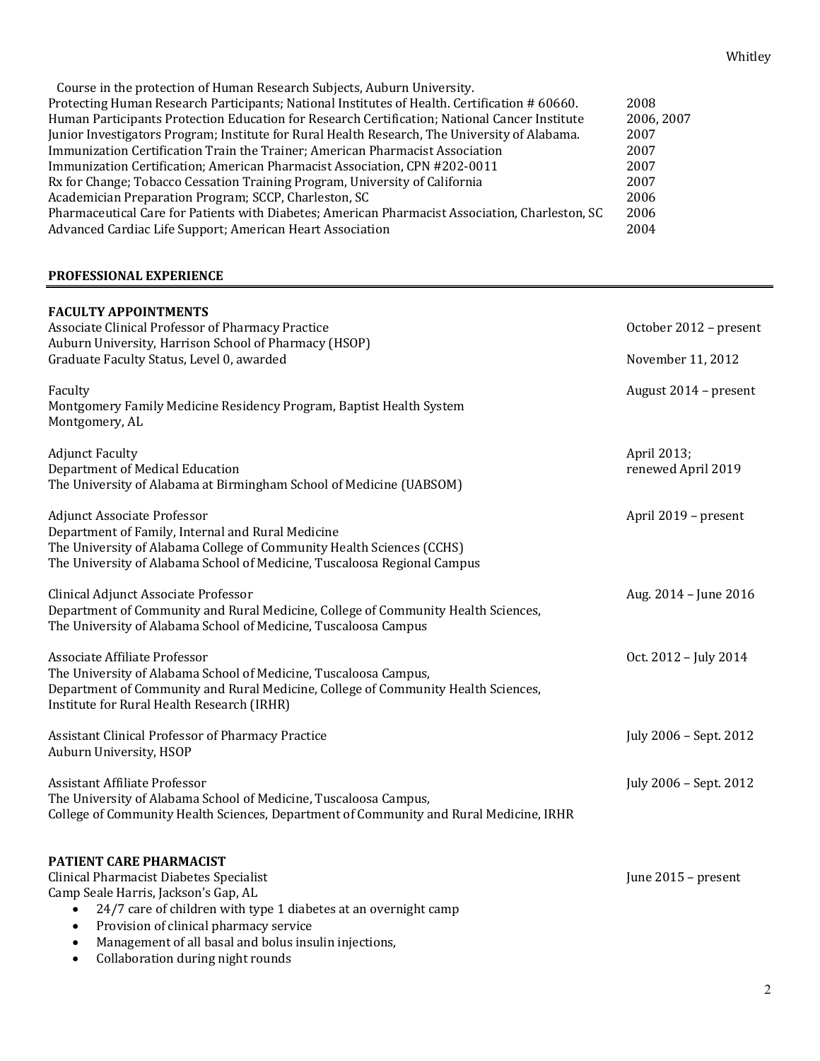Course in the protection of Human Research Subjects, Auburn University.

| | |
|---|---|
| Protecting Human Research Participants; National Institutes of Health. Certification # 60660. | 2008 |
| Human Participants Protection Education for Research Certification; National Cancer Institute | 2006, 2007 |
| Junior Investigators Program; Institute for Rural Health Research, The University of Alabama. | 2007 |
| Immunization Certification Train the Trainer; American Pharmacist Association | 2007 |
| Immunization Certification; American Pharmacist Association, CPN #202-0011 | 2007 |
| Rx for Change; Tobacco Cessation Training Program, University of California | 2007 |
| Academician Preparation Program; SCCP, Charleston, SC | 2006 |
| Pharmaceutical Care for Patients with Diabetes; American Pharmacist Association, Charleston, SC | 2006 |
| Advanced Cardiac Life Support; American Heart Association | 2004 |

## PROFESSIONAL EXPERIENCE

### FACULTY APPOINTMENTS

Associate Clinical Professor of Pharmacy Practice — October 2012 – present
Auburn University, Harrison School of Pharmacy (HSOP)
Graduate Faculty Status, Level 0, awarded — November 11, 2012

Faculty — August 2014 – present
Montgomery Family Medicine Residency Program, Baptist Health System
Montgomery, AL

Adjunct Faculty — April 2013; renewed April 2019
Department of Medical Education
The University of Alabama at Birmingham School of Medicine (UABSOM)

Adjunct Associate Professor — April 2019 – present
Department of Family, Internal and Rural Medicine
The University of Alabama College of Community Health Sciences (CCHS)
The University of Alabama School of Medicine, Tuscaloosa Regional Campus

Clinical Adjunct Associate Professor — Aug. 2014 – June 2016
Department of Community and Rural Medicine, College of Community Health Sciences,
The University of Alabama School of Medicine, Tuscaloosa Campus

Associate Affiliate Professor — Oct. 2012 – July 2014
The University of Alabama School of Medicine, Tuscaloosa Campus,
Department of Community and Rural Medicine, College of Community Health Sciences,
Institute for Rural Health Research (IRHR)

Assistant Clinical Professor of Pharmacy Practice — July 2006 – Sept. 2012
Auburn University, HSOP

Assistant Affiliate Professor — July 2006 – Sept. 2012
The University of Alabama School of Medicine, Tuscaloosa Campus,
College of Community Health Sciences, Department of Community and Rural Medicine, IRHR

### PATIENT CARE PHARMACIST

Clinical Pharmacist Diabetes Specialist — June 2015 – present
Camp Seale Harris, Jackson's Gap, AL

- 24/7 care of children with type 1 diabetes at an overnight camp
- Provision of clinical pharmacy service
- Management of all basal and bolus insulin injections,
- Collaboration during night rounds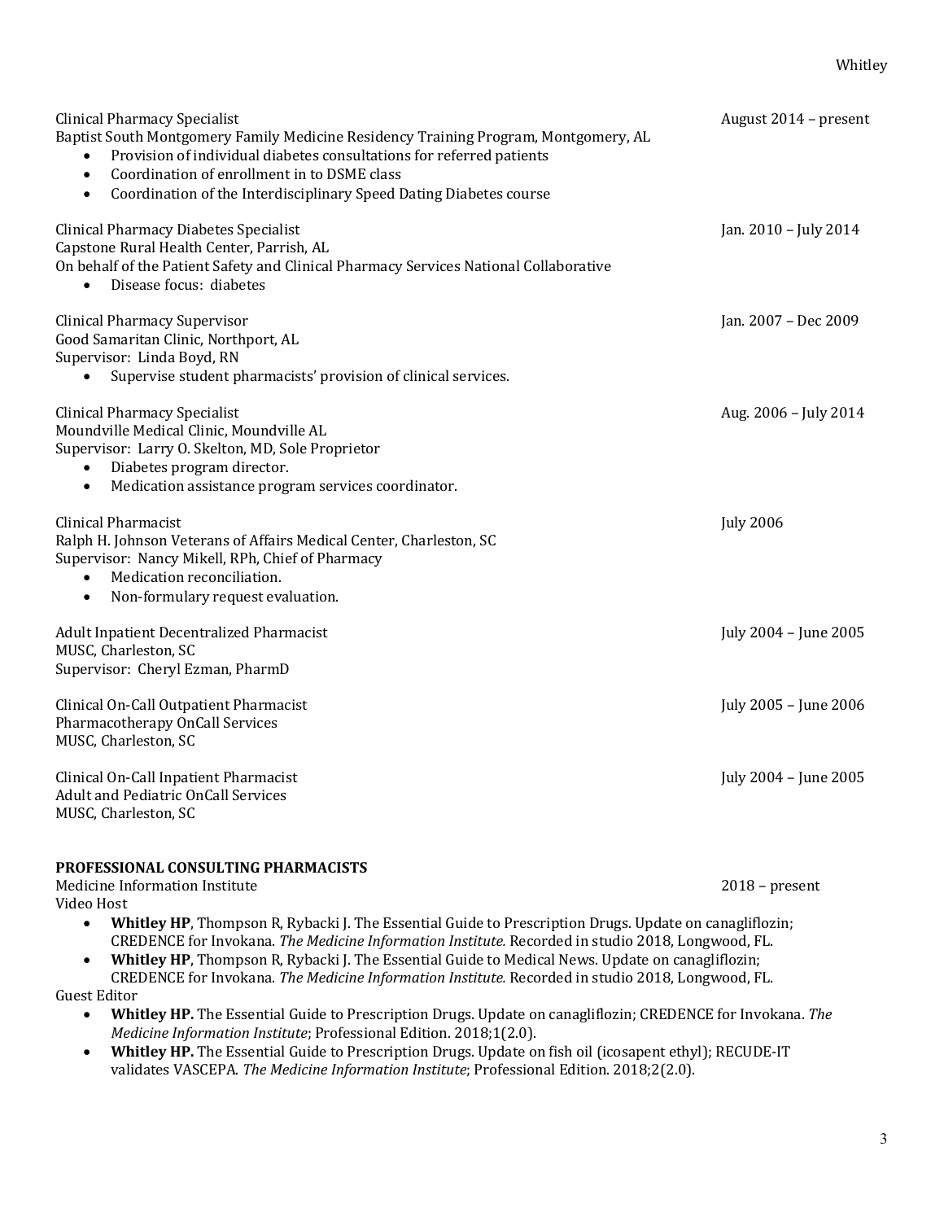Clinical Pharmacy Specialist — August 2014 – present
Baptist South Montgomery Family Medicine Residency Training Program, Montgomery, AL

- Provision of individual diabetes consultations for referred patients
- Coordination of enrollment in to DSME class
- Coordination of the Interdisciplinary Speed Dating Diabetes course

Clinical Pharmacy Diabetes Specialist — Jan. 2010 – July 2014
Capstone Rural Health Center, Parrish, AL
On behalf of the Patient Safety and Clinical Pharmacy Services National Collaborative

- Disease focus: diabetes

Clinical Pharmacy Supervisor — Jan. 2007 – Dec 2009
Good Samaritan Clinic, Northport, AL
Supervisor: Linda Boyd, RN

- Supervise student pharmacists' provision of clinical services.

Clinical Pharmacy Specialist — Aug. 2006 – July 2014
Moundville Medical Clinic, Moundville AL
Supervisor: Larry O. Skelton, MD, Sole Proprietor

- Diabetes program director.
- Medication assistance program services coordinator.

Clinical Pharmacist — July 2006
Ralph H. Johnson Veterans of Affairs Medical Center, Charleston, SC
Supervisor: Nancy Mikell, RPh, Chief of Pharmacy

- Medication reconciliation.
- Non-formulary request evaluation.

Adult Inpatient Decentralized Pharmacist — July 2004 – June 2005
MUSC, Charleston, SC
Supervisor: Cheryl Ezman, PharmD

Clinical On-Call Outpatient Pharmacist — July 2005 – June 2006
Pharmacotherapy OnCall Services
MUSC, Charleston, SC

Clinical On-Call Inpatient Pharmacist — July 2004 – June 2005
Adult and Pediatric OnCall Services
MUSC, Charleston, SC

**PROFESSIONAL CONSULTING PHARMACISTS**

Medicine Information Institute — 2018 – present

Video Host

- **Whitley HP**, Thompson R, Rybacki J. The Essential Guide to Prescription Drugs. Update on canagliflozin; CREDENCE for Invokana. *The Medicine Information Institute.* Recorded in studio 2018, Longwood, FL.
- **Whitley HP**, Thompson R, Rybacki J. The Essential Guide to Medical News. Update on canagliflozin; CREDENCE for Invokana. *The Medicine Information Institute.* Recorded in studio 2018, Longwood, FL.

Guest Editor

- **Whitley HP.** The Essential Guide to Prescription Drugs. Update on canagliflozin; CREDENCE for Invokana. *The Medicine Information Institute*; Professional Edition. 2018;1(2.0).
- **Whitley HP.** The Essential Guide to Prescription Drugs. Update on fish oil (icosapent ethyl); RECUDE-IT validates VASCEPA. *The Medicine Information Institute*; Professional Edition. 2018;2(2.0).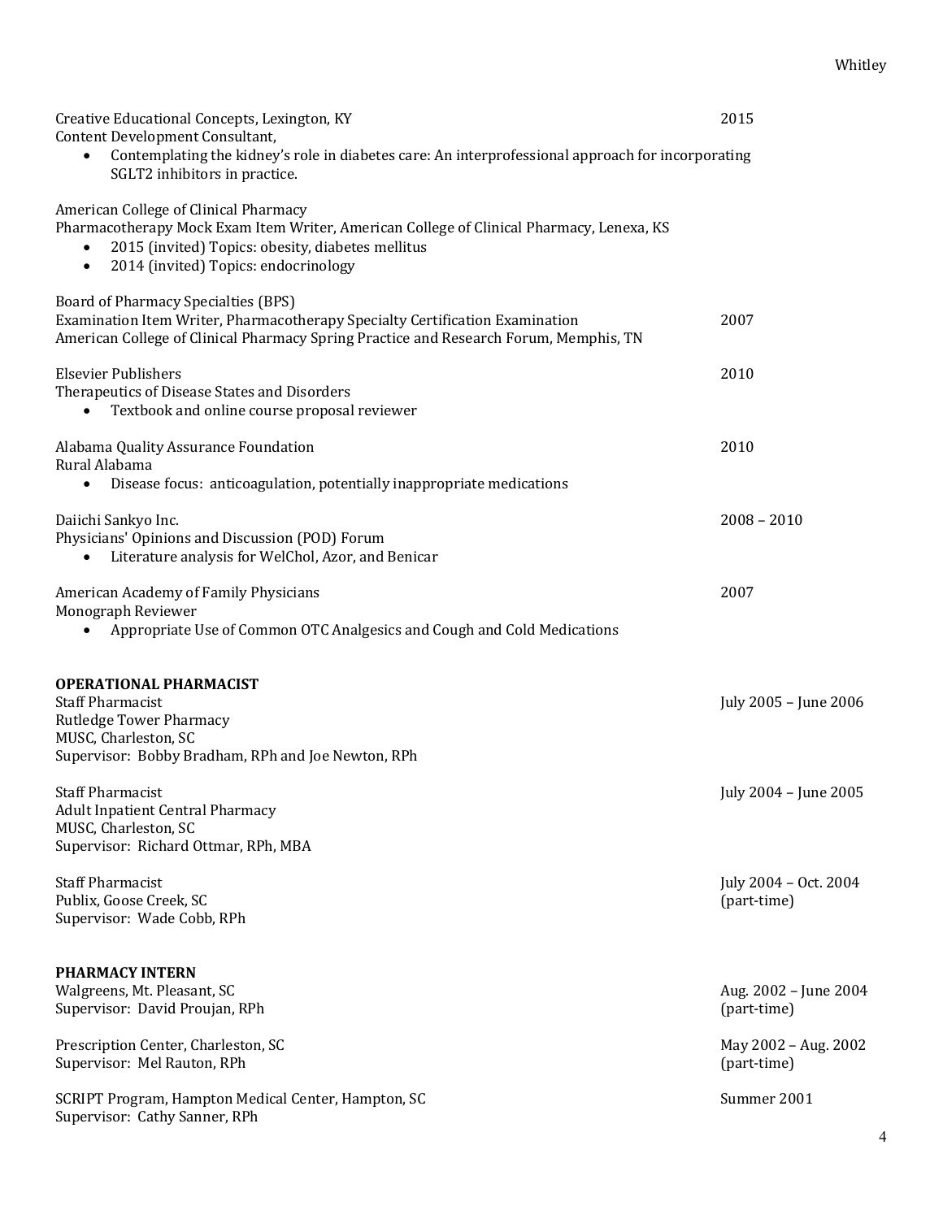Creative Educational Concepts, Lexington, KY 2015
Content Development Consultant,

- Contemplating the kidney's role in diabetes care: An interprofessional approach for incorporating SGLT2 inhibitors in practice.

American College of Clinical Pharmacy
Pharmacotherapy Mock Exam Item Writer, American College of Clinical Pharmacy, Lenexa, KS

- 2015 (invited) Topics: obesity, diabetes mellitus
- 2014 (invited) Topics: endocrinology

Board of Pharmacy Specialties (BPS)
Examination Item Writer, Pharmacotherapy Specialty Certification Examination 2007
American College of Clinical Pharmacy Spring Practice and Research Forum, Memphis, TN

Elsevier Publishers 2010
Therapeutics of Disease States and Disorders

- Textbook and online course proposal reviewer

Alabama Quality Assurance Foundation 2010
Rural Alabama

- Disease focus: anticoagulation, potentially inappropriate medications

Daiichi Sankyo Inc. 2008 – 2010
Physicians' Opinions and Discussion (POD) Forum

- Literature analysis for WelChol, Azor, and Benicar

American Academy of Family Physicians 2007
Monograph Reviewer

- Appropriate Use of Common OTC Analgesics and Cough and Cold Medications

**OPERATIONAL PHARMACIST**

Staff Pharmacist July 2005 – June 2006
Rutledge Tower Pharmacy
MUSC, Charleston, SC
Supervisor: Bobby Bradham, RPh and Joe Newton, RPh

Staff Pharmacist July 2004 – June 2005
Adult Inpatient Central Pharmacy
MUSC, Charleston, SC
Supervisor: Richard Ottmar, RPh, MBA

Staff Pharmacist July 2004 – Oct. 2004 (part-time)
Publix, Goose Creek, SC
Supervisor: Wade Cobb, RPh

**PHARMACY INTERN**

Walgreens, Mt. Pleasant, SC Aug. 2002 – June 2004 (part-time)
Supervisor: David Proujan, RPh

Prescription Center, Charleston, SC May 2002 – Aug. 2002 (part-time)
Supervisor: Mel Rauton, RPh

SCRIPT Program, Hampton Medical Center, Hampton, SC Summer 2001
Supervisor: Cathy Sanner, RPh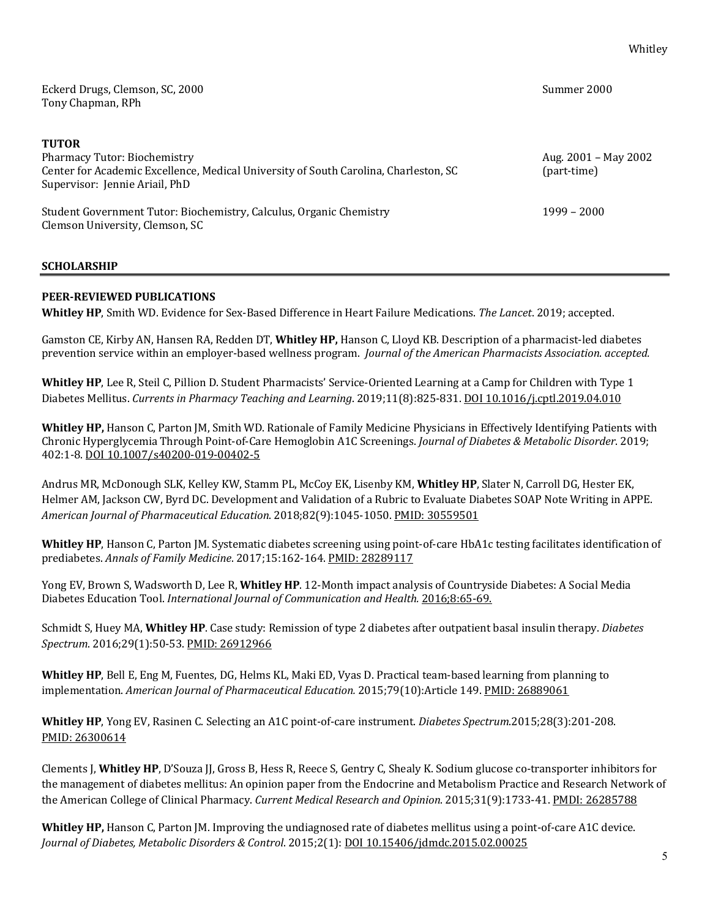Eckerd Drugs, Clemson, SC, 2000 — Summer 2000
Tony Chapman, RPh

**TUTOR**

Pharmacy Tutor: Biochemistry — Aug. 2001 – May 2002 (part-time)
Center for Academic Excellence, Medical University of South Carolina, Charleston, SC
Supervisor: Jennie Ariail, PhD

Student Government Tutor: Biochemistry, Calculus, Organic Chemistry — 1999 – 2000
Clemson University, Clemson, SC

## SCHOLARSHIP

### PEER-REVIEWED PUBLICATIONS

**Whitley HP**, Smith WD. Evidence for Sex-Based Difference in Heart Failure Medications. *The Lancet*. 2019; accepted.

Gamston CE, Kirby AN, Hansen RA, Redden DT, **Whitley HP,** Hanson C, Lloyd KB. Description of a pharmacist-led diabetes prevention service within an employer-based wellness program. *Journal of the American Pharmacists Association. accepted.*

**Whitley HP**, Lee R, Steil C, Pillion D. Student Pharmacists' Service-Oriented Learning at a Camp for Children with Type 1 Diabetes Mellitus. *Currents in Pharmacy Teaching and Learning*. 2019;11(8):825-831. DOI 10.1016/j.cptl.2019.04.010

**Whitley HP,** Hanson C, Parton JM, Smith WD. Rationale of Family Medicine Physicians in Effectively Identifying Patients with Chronic Hyperglycemia Through Point-of-Care Hemoglobin A1C Screenings. *Journal of Diabetes & Metabolic Disorder*. 2019; 402:1-8. DOI 10.1007/s40200-019-00402-5

Andrus MR, McDonough SLK, Kelley KW, Stamm PL, McCoy EK, Lisenby KM, **Whitley HP**, Slater N, Carroll DG, Hester EK, Helmer AM, Jackson CW, Byrd DC. Development and Validation of a Rubric to Evaluate Diabetes SOAP Note Writing in APPE. *American Journal of Pharmaceutical Education*. 2018;82(9):1045-1050. PMID: 30559501

**Whitley HP**, Hanson C, Parton JM. Systematic diabetes screening using point-of-care HbA1c testing facilitates identification of prediabetes. *Annals of Family Medicine*. 2017;15:162-164. PMID: 28289117

Yong EV, Brown S, Wadsworth D, Lee R, **Whitley HP**. 12-Month impact analysis of Countryside Diabetes: A Social Media Diabetes Education Tool. *International Journal of Communication and Health.* 2016;8:65-69.

Schmidt S, Huey MA, **Whitley HP**. Case study: Remission of type 2 diabetes after outpatient basal insulin therapy. *Diabetes Spectrum*. 2016;29(1):50-53. PMID: 26912966

**Whitley HP**, Bell E, Eng M, Fuentes, DG, Helms KL, Maki ED, Vyas D. Practical team-based learning from planning to implementation. *American Journal of Pharmaceutical Education.* 2015;79(10):Article 149. PMID: 26889061

**Whitley HP**, Yong EV, Rasinen C. Selecting an A1C point-of-care instrument. *Diabetes Spectrum*.2015;28(3):201-208. PMID: 26300614

Clements J, **Whitley HP**, D'Souza JJ, Gross B, Hess R, Reece S, Gentry C, Shealy K. Sodium glucose co-transporter inhibitors for the management of diabetes mellitus: An opinion paper from the Endocrine and Metabolism Practice and Research Network of the American College of Clinical Pharmacy. *Current Medical Research and Opinion*. 2015;31(9):1733-41. PMDI: 26285788

**Whitley HP,** Hanson C, Parton JM. Improving the undiagnosed rate of diabetes mellitus using a point-of-care A1C device. *Journal of Diabetes, Metabolic Disorders & Control*. 2015;2(1): DOI 10.15406/jdmdc.2015.02.00025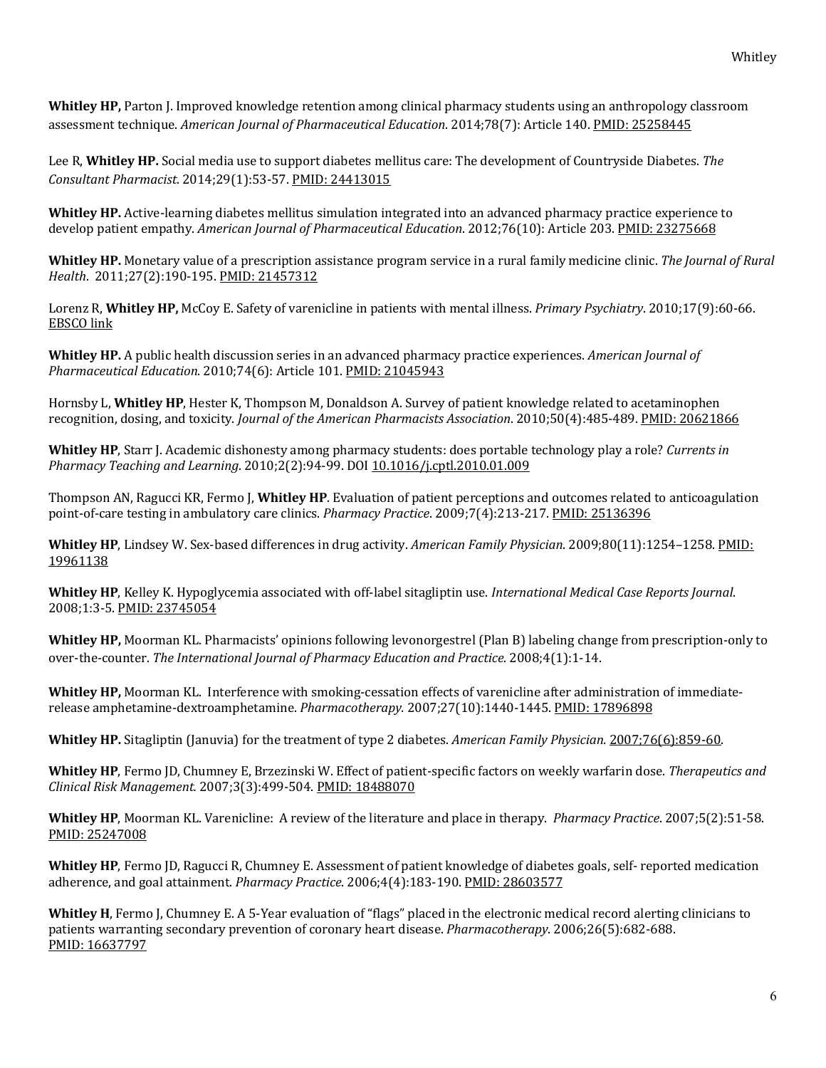**Whitley HP,** Parton J. Improved knowledge retention among clinical pharmacy students using an anthropology classroom assessment technique. *American Journal of Pharmaceutical Education*. 2014;78(7): Article 140. PMID: 25258445

Lee R, **Whitley HP.** Social media use to support diabetes mellitus care: The development of Countryside Diabetes. *The Consultant Pharmacist*. 2014;29(1):53-57. PMID: 24413015

**Whitley HP.** Active-learning diabetes mellitus simulation integrated into an advanced pharmacy practice experience to develop patient empathy. *American Journal of Pharmaceutical Education*. 2012;76(10): Article 203. PMID: 23275668

**Whitley HP.** Monetary value of a prescription assistance program service in a rural family medicine clinic. *The Journal of Rural Health*. 2011;27(2):190-195. PMID: 21457312

Lorenz R, **Whitley HP,** McCoy E. Safety of varenicline in patients with mental illness. *Primary Psychiatry*. 2010;17(9):60-66. EBSCO link

**Whitley HP.** A public health discussion series in an advanced pharmacy practice experiences. *American Journal of Pharmaceutical Education*. 2010;74(6): Article 101. PMID: 21045943

Hornsby L, **Whitley HP**, Hester K, Thompson M, Donaldson A. Survey of patient knowledge related to acetaminophen recognition, dosing, and toxicity. *Journal of the American Pharmacists Association*. 2010;50(4):485-489. PMID: 20621866

**Whitley HP**, Starr J. Academic dishonesty among pharmacy students: does portable technology play a role? *Currents in Pharmacy Teaching and Learning*. 2010;2(2):94-99. DOI 10.1016/j.cptl.2010.01.009

Thompson AN, Ragucci KR, Fermo J, **Whitley HP**. Evaluation of patient perceptions and outcomes related to anticoagulation point-of-care testing in ambulatory care clinics. *Pharmacy Practice*. 2009;7(4):213-217. PMID: 25136396

**Whitley HP**, Lindsey W. Sex-based differences in drug activity. *American Family Physician*. 2009;80(11):1254–1258. PMID: 19961138

**Whitley HP**, Kelley K. Hypoglycemia associated with off-label sitagliptin use. *International Medical Case Reports Journal*. 2008;1:3-5. PMID: 23745054

**Whitley HP,** Moorman KL. Pharmacists' opinions following levonorgestrel (Plan B) labeling change from prescription-only to over-the-counter. *The International Journal of Pharmacy Education and Practice*. 2008;4(1):1-14.

**Whitley HP,** Moorman KL. Interference with smoking-cessation effects of varenicline after administration of immediate-release amphetamine-dextroamphetamine. *Pharmacotherapy.* 2007;27(10):1440-1445. PMID: 17896898

**Whitley HP.** Sitagliptin (Januvia) for the treatment of type 2 diabetes. *American Family Physician.* 2007;76(6):859-60.

**Whitley HP**, Fermo JD, Chumney E, Brzezinski W. Effect of patient-specific factors on weekly warfarin dose. *Therapeutics and Clinical Risk Management.* 2007;3(3):499-504. PMID: 18488070

**Whitley HP**, Moorman KL. Varenicline: A review of the literature and place in therapy. *Pharmacy Practice*. 2007;5(2):51-58. PMID: 25247008

**Whitley HP**, Fermo JD, Ragucci R, Chumney E. Assessment of patient knowledge of diabetes goals, self- reported medication adherence, and goal attainment. *Pharmacy Practice.* 2006;4(4):183-190. PMID: 28603577

**Whitley H**, Fermo J, Chumney E. A 5-Year evaluation of "flags" placed in the electronic medical record alerting clinicians to patients warranting secondary prevention of coronary heart disease. *Pharmacotherapy*. 2006;26(5):682-688. PMID: 16637797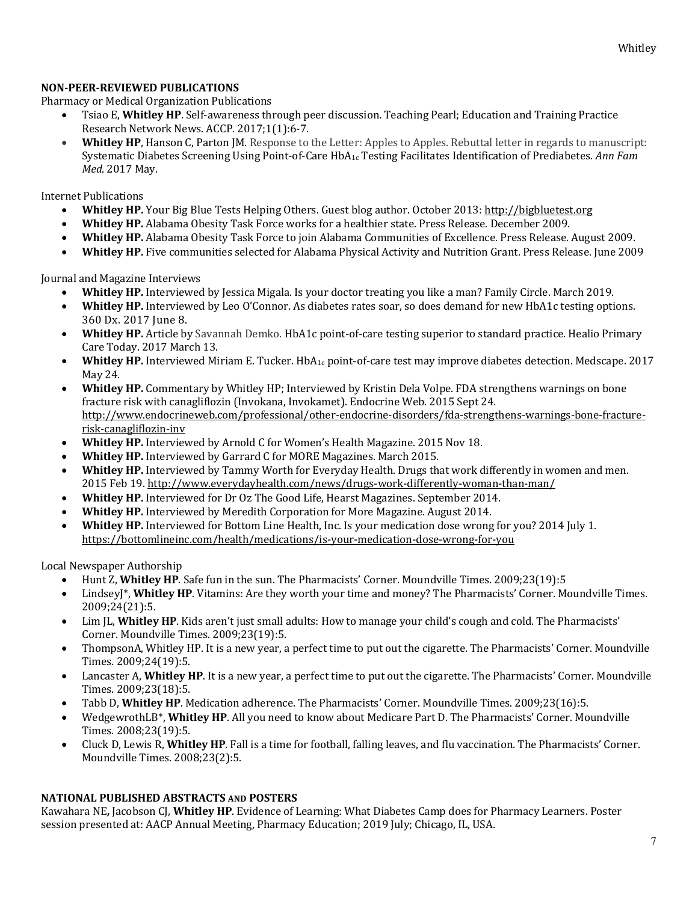**NON-PEER-REVIEWED PUBLICATIONS**

Pharmacy or Medical Organization Publications

- Tsiao E, **Whitley HP**. Self-awareness through peer discussion. Teaching Pearl; Education and Training Practice Research Network News. ACCP. 2017;1(1):6-7.
- **Whitley HP**, Hanson C, Parton JM. Response to the Letter: Apples to Apples. Rebuttal letter in regards to manuscript: Systematic Diabetes Screening Using Point-of-Care $HbA_{1c}$ Testing Facilitates Identification of Prediabetes. *Ann Fam Med*. 2017 May.

Internet Publications

- **Whitley HP.** Your Big Blue Tests Helping Others. Guest blog author. October 2013: http://bigbluetest.org
- **Whitley HP.** Alabama Obesity Task Force works for a healthier state. Press Release. December 2009.
- **Whitley HP.** Alabama Obesity Task Force to join Alabama Communities of Excellence. Press Release. August 2009.
- **Whitley HP.** Five communities selected for Alabama Physical Activity and Nutrition Grant. Press Release. June 2009

Journal and Magazine Interviews

- **Whitley HP.** Interviewed by Jessica Migala. Is your doctor treating you like a man? Family Circle. March 2019.
- **Whitley HP.** Interviewed by Leo O'Connor. As diabetes rates soar, so does demand for new HbA1c testing options. 360 Dx. 2017 June 8.
- **Whitley HP.** Article by Savannah Demko. HbA1c point-of-care testing superior to standard practice. Healio Primary Care Today. 2017 March 13.
- **Whitley HP.** Interviewed Miriam E. Tucker. $HbA_{1c}$ point-of-care test may improve diabetes detection. Medscape. 2017 May 24.
- **Whitley HP.** Commentary by Whitley HP; Interviewed by Kristin Dela Volpe. FDA strengthens warnings on bone fracture risk with canagliflozin (Invokana, Invokamet). Endocrine Web. 2015 Sept 24. http://www.endocrineweb.com/professional/other-endocrine-disorders/fda-strengthens-warnings-bone-fracture-risk-canagliflozin-inv
- **Whitley HP.** Interviewed by Arnold C for Women's Health Magazine. 2015 Nov 18.
- **Whitley HP.** Interviewed by Garrard C for MORE Magazines. March 2015.
- **Whitley HP.** Interviewed by Tammy Worth for Everyday Health. Drugs that work differently in women and men. 2015 Feb 19. http://www.everydayhealth.com/news/drugs-work-differently-woman-than-man/
- **Whitley HP.** Interviewed for Dr Oz The Good Life, Hearst Magazines. September 2014.
- **Whitley HP.** Interviewed by Meredith Corporation for More Magazine. August 2014.
- **Whitley HP.** Interviewed for Bottom Line Health, Inc. Is your medication dose wrong for you? 2014 July 1. https://bottomlineinc.com/health/medications/is-your-medication-dose-wrong-for-you

Local Newspaper Authorship

- Hunt Z, **Whitley HP**. Safe fun in the sun. The Pharmacists' Corner. Moundville Times. 2009;23(19):5
- LindseyJ*, **Whitley HP**. Vitamins: Are they worth your time and money? The Pharmacists' Corner. Moundville Times. 2009;24(21):5.
- Lim JL, **Whitley HP**. Kids aren't just small adults: How to manage your child's cough and cold. The Pharmacists' Corner. Moundville Times. 2009;23(19):5.
- ThompsonA, Whitley HP. It is a new year, a perfect time to put out the cigarette. The Pharmacists' Corner. Moundville Times. 2009;24(19):5.
- Lancaster A, **Whitley HP**. It is a new year, a perfect time to put out the cigarette. The Pharmacists' Corner. Moundville Times. 2009;23(18):5.
- Tabb D, **Whitley HP**. Medication adherence. The Pharmacists' Corner. Moundville Times. 2009;23(16):5.
- WedgewrothLB*, **Whitley HP**. All you need to know about Medicare Part D. The Pharmacists' Corner. Moundville Times. 2008;23(19):5.
- Cluck D, Lewis R, **Whitley HP**. Fall is a time for football, falling leaves, and flu vaccination. The Pharmacists' Corner. Moundville Times. 2008;23(2):5.

**NATIONAL PUBLISHED ABSTRACTS AND POSTERS**

Kawahara NE**,** Jacobson CJ, **Whitley HP**. Evidence of Learning: What Diabetes Camp does for Pharmacy Learners. Poster session presented at: AACP Annual Meeting, Pharmacy Education; 2019 July; Chicago, IL, USA.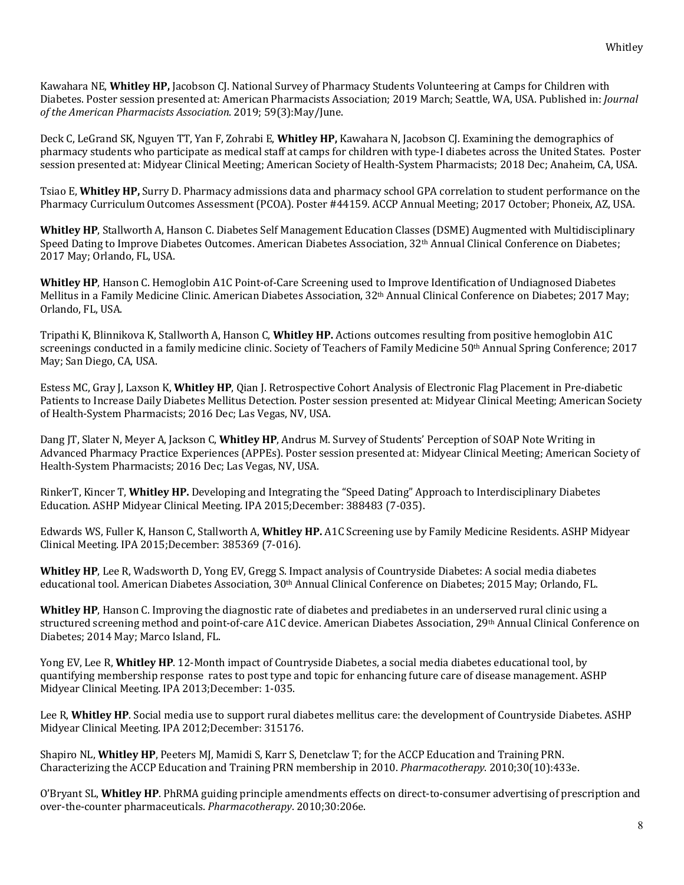Kawahara NE, **Whitley HP,** Jacobson CJ. National Survey of Pharmacy Students Volunteering at Camps for Children with Diabetes. Poster session presented at: American Pharmacists Association; 2019 March; Seattle, WA, USA. Published in: *Journal of the American Pharmacists Association*. 2019; 59(3):May/June.

Deck C, LeGrand SK, Nguyen TT, Yan F, Zohrabi E, **Whitley HP,** Kawahara N, Jacobson CJ. Examining the demographics of pharmacy students who participate as medical staff at camps for children with type-I diabetes across the United States. Poster session presented at: Midyear Clinical Meeting; American Society of Health-System Pharmacists; 2018 Dec; Anaheim, CA, USA.

Tsiao E, **Whitley HP,** Surry D. Pharmacy admissions data and pharmacy school GPA correlation to student performance on the Pharmacy Curriculum Outcomes Assessment (PCOA). Poster #44159. ACCP Annual Meeting; 2017 October; Phoneix, AZ, USA.

**Whitley HP**, Stallworth A, Hanson C. Diabetes Self Management Education Classes (DSME) Augmented with Multidisciplinary Speed Dating to Improve Diabetes Outcomes. American Diabetes Association, 32th Annual Clinical Conference on Diabetes; 2017 May; Orlando, FL, USA.

**Whitley HP**, Hanson C. Hemoglobin A1C Point-of-Care Screening used to Improve Identification of Undiagnosed Diabetes Mellitus in a Family Medicine Clinic. American Diabetes Association, 32th Annual Clinical Conference on Diabetes; 2017 May; Orlando, FL, USA.

Tripathi K, Blinnikova K, Stallworth A, Hanson C, **Whitley HP.** Actions outcomes resulting from positive hemoglobin A1C screenings conducted in a family medicine clinic. Society of Teachers of Family Medicine 50th Annual Spring Conference; 2017 May; San Diego, CA, USA.

Estess MC, Gray J, Laxson K, **Whitley HP**, Qian J. Retrospective Cohort Analysis of Electronic Flag Placement in Pre-diabetic Patients to Increase Daily Diabetes Mellitus Detection. Poster session presented at: Midyear Clinical Meeting; American Society of Health-System Pharmacists; 2016 Dec; Las Vegas, NV, USA.

Dang JT, Slater N, Meyer A, Jackson C, **Whitley HP**, Andrus M. Survey of Students' Perception of SOAP Note Writing in Advanced Pharmacy Practice Experiences (APPEs). Poster session presented at: Midyear Clinical Meeting; American Society of Health-System Pharmacists; 2016 Dec; Las Vegas, NV, USA.

RinkerT, Kincer T, **Whitley HP.** Developing and Integrating the "Speed Dating" Approach to Interdisciplinary Diabetes Education. ASHP Midyear Clinical Meeting. IPA 2015;December: 388483 (7-035).

Edwards WS, Fuller K, Hanson C, Stallworth A, **Whitley HP.** A1C Screening use by Family Medicine Residents. ASHP Midyear Clinical Meeting. IPA 2015;December: 385369 (7-016).

**Whitley HP**, Lee R, Wadsworth D, Yong EV, Gregg S. Impact analysis of Countryside Diabetes: A social media diabetes educational tool. American Diabetes Association, 30th Annual Clinical Conference on Diabetes; 2015 May; Orlando, FL.

**Whitley HP**, Hanson C. Improving the diagnostic rate of diabetes and prediabetes in an underserved rural clinic using a structured screening method and point-of-care A1C device. American Diabetes Association, 29th Annual Clinical Conference on Diabetes; 2014 May; Marco Island, FL.

Yong EV, Lee R, **Whitley HP**. 12-Month impact of Countryside Diabetes, a social media diabetes educational tool, by quantifying membership response rates to post type and topic for enhancing future care of disease management. ASHP Midyear Clinical Meeting. IPA 2013;December: 1-035.

Lee R, **Whitley HP**. Social media use to support rural diabetes mellitus care: the development of Countryside Diabetes. ASHP Midyear Clinical Meeting. IPA 2012;December: 315176.

Shapiro NL, **Whitley HP**, Peeters MJ, Mamidi S, Karr S, Denetclaw T; for the ACCP Education and Training PRN. Characterizing the ACCP Education and Training PRN membership in 2010. *Pharmacotherapy*. 2010;30(10):433e.

O'Bryant SL, **Whitley HP**. PhRMA guiding principle amendments effects on direct-to-consumer advertising of prescription and over-the-counter pharmaceuticals. *Pharmacotherapy*. 2010;30:206e.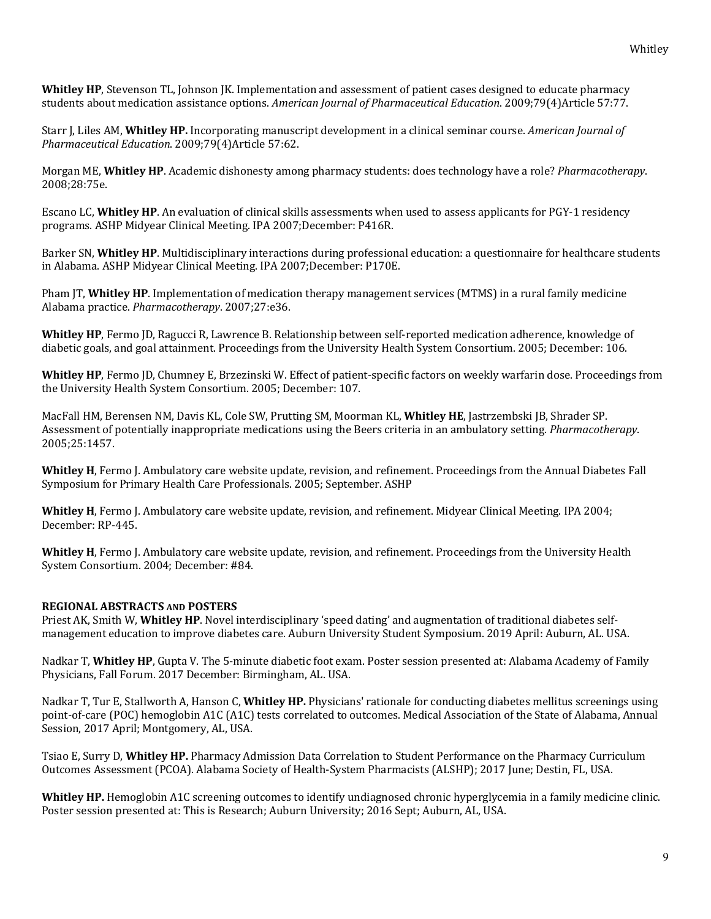**Whitley HP**, Stevenson TL, Johnson JK. Implementation and assessment of patient cases designed to educate pharmacy students about medication assistance options. *American Journal of Pharmaceutical Education*. 2009;79(4)Article 57:77.

Starr J, Liles AM, **Whitley HP.** Incorporating manuscript development in a clinical seminar course. *American Journal of Pharmaceutical Education*. 2009;79(4)Article 57:62.

Morgan ME, **Whitley HP**. Academic dishonesty among pharmacy students: does technology have a role? *Pharmacotherapy*. 2008;28:75e.

Escano LC, **Whitley HP**. An evaluation of clinical skills assessments when used to assess applicants for PGY-1 residency programs. ASHP Midyear Clinical Meeting. IPA 2007;December: P416R.

Barker SN, **Whitley HP**. Multidisciplinary interactions during professional education: a questionnaire for healthcare students in Alabama. ASHP Midyear Clinical Meeting. IPA 2007;December: P170E.

Pham JT, **Whitley HP**. Implementation of medication therapy management services (MTMS) in a rural family medicine Alabama practice. *Pharmacotherapy*. 2007;27:e36.

**Whitley HP**, Fermo JD, Ragucci R, Lawrence B. Relationship between self-reported medication adherence, knowledge of diabetic goals, and goal attainment. Proceedings from the University Health System Consortium. 2005; December: 106.

**Whitley HP**, Fermo JD, Chumney E, Brzezinski W. Effect of patient-specific factors on weekly warfarin dose. Proceedings from the University Health System Consortium. 2005; December: 107.

MacFall HM, Berensen NM, Davis KL, Cole SW, Prutting SM, Moorman KL, **Whitley HE**, Jastrzembski JB, Shrader SP. Assessment of potentially inappropriate medications using the Beers criteria in an ambulatory setting. *Pharmacotherapy*. 2005;25:1457.

**Whitley H**, Fermo J. Ambulatory care website update, revision, and refinement. Proceedings from the Annual Diabetes Fall Symposium for Primary Health Care Professionals. 2005; September. ASHP

**Whitley H**, Fermo J. Ambulatory care website update, revision, and refinement. Midyear Clinical Meeting. IPA 2004; December: RP-445.

**Whitley H**, Fermo J. Ambulatory care website update, revision, and refinement. Proceedings from the University Health System Consortium. 2004; December: #84.

**REGIONAL ABSTRACTS AND POSTERS**

Priest AK, Smith W, **Whitley HP**. Novel interdisciplinary 'speed dating' and augmentation of traditional diabetes self-management education to improve diabetes care. Auburn University Student Symposium. 2019 April: Auburn, AL. USA.

Nadkar T, **Whitley HP**, Gupta V. The 5-minute diabetic foot exam. Poster session presented at: Alabama Academy of Family Physicians, Fall Forum. 2017 December: Birmingham, AL. USA.

Nadkar T, Tur E, Stallworth A, Hanson C, **Whitley HP.** Physicians' rationale for conducting diabetes mellitus screenings using point-of-care (POC) hemoglobin A1C (A1C) tests correlated to outcomes. Medical Association of the State of Alabama, Annual Session, 2017 April; Montgomery, AL, USA.

Tsiao E, Surry D, **Whitley HP.** Pharmacy Admission Data Correlation to Student Performance on the Pharmacy Curriculum Outcomes Assessment (PCOA). Alabama Society of Health-System Pharmacists (ALSHP); 2017 June; Destin, FL, USA.

**Whitley HP.** Hemoglobin A1C screening outcomes to identify undiagnosed chronic hyperglycemia in a family medicine clinic. Poster session presented at: This is Research; Auburn University; 2016 Sept; Auburn, AL, USA.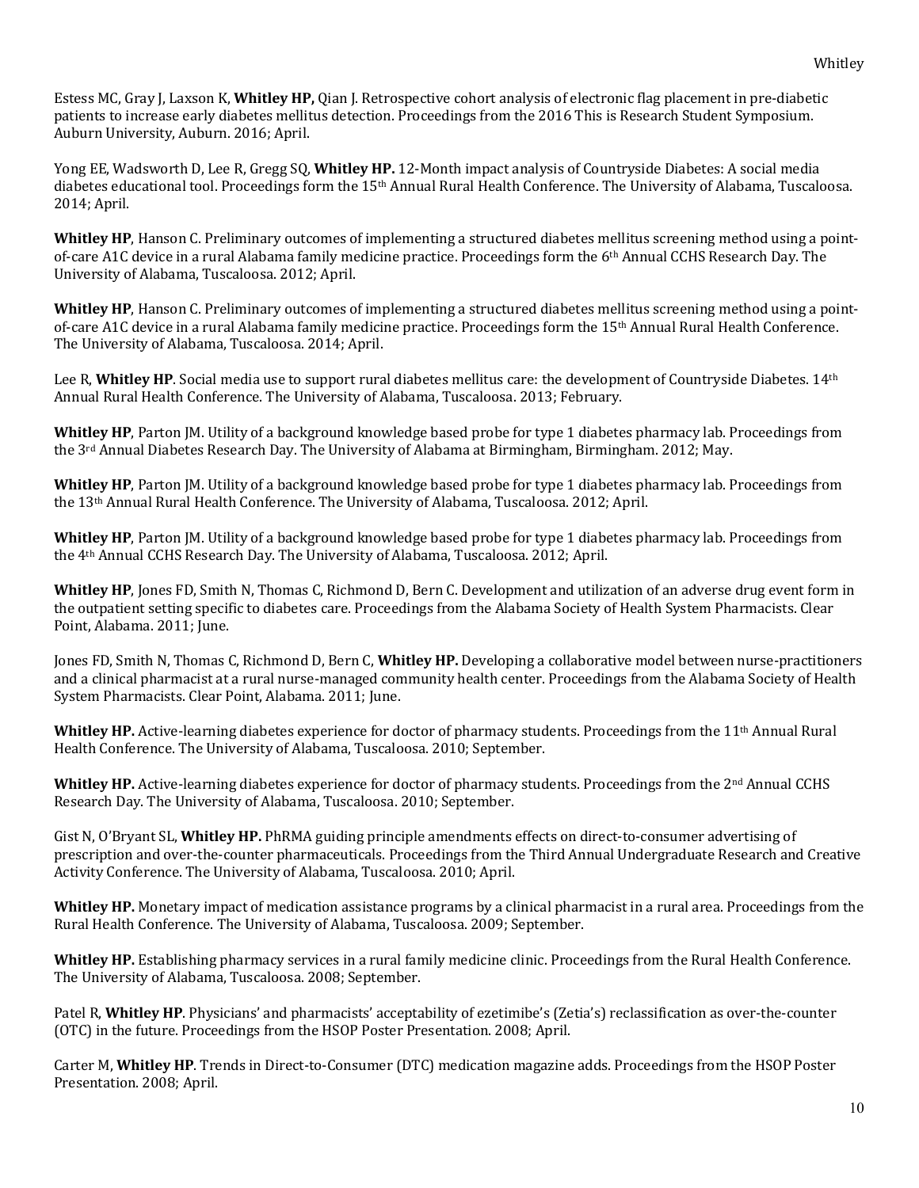Estess MC, Gray J, Laxson K, **Whitley HP,** Qian J. Retrospective cohort analysis of electronic flag placement in pre-diabetic patients to increase early diabetes mellitus detection. Proceedings from the 2016 This is Research Student Symposium. Auburn University, Auburn. 2016; April.

Yong EE, Wadsworth D, Lee R, Gregg SQ, **Whitley HP.** 12-Month impact analysis of Countryside Diabetes: A social media diabetes educational tool. Proceedings form the 15th Annual Rural Health Conference. The University of Alabama, Tuscaloosa. 2014; April.

**Whitley HP**, Hanson C. Preliminary outcomes of implementing a structured diabetes mellitus screening method using a point-of-care A1C device in a rural Alabama family medicine practice. Proceedings form the 6th Annual CCHS Research Day. The University of Alabama, Tuscaloosa. 2012; April.

**Whitley HP**, Hanson C. Preliminary outcomes of implementing a structured diabetes mellitus screening method using a point-of-care A1C device in a rural Alabama family medicine practice. Proceedings form the 15th Annual Rural Health Conference. The University of Alabama, Tuscaloosa. 2014; April.

Lee R, **Whitley HP**. Social media use to support rural diabetes mellitus care: the development of Countryside Diabetes. 14th Annual Rural Health Conference. The University of Alabama, Tuscaloosa. 2013; February.

**Whitley HP**, Parton JM. Utility of a background knowledge based probe for type 1 diabetes pharmacy lab. Proceedings from the 3rd Annual Diabetes Research Day. The University of Alabama at Birmingham, Birmingham. 2012; May.

**Whitley HP**, Parton JM. Utility of a background knowledge based probe for type 1 diabetes pharmacy lab. Proceedings from the 13th Annual Rural Health Conference. The University of Alabama, Tuscaloosa. 2012; April.

**Whitley HP**, Parton JM. Utility of a background knowledge based probe for type 1 diabetes pharmacy lab. Proceedings from the 4th Annual CCHS Research Day. The University of Alabama, Tuscaloosa. 2012; April.

**Whitley HP**, Jones FD, Smith N, Thomas C, Richmond D, Bern C. Development and utilization of an adverse drug event form in the outpatient setting specific to diabetes care. Proceedings from the Alabama Society of Health System Pharmacists. Clear Point, Alabama. 2011; June.

Jones FD, Smith N, Thomas C, Richmond D, Bern C, **Whitley HP.** Developing a collaborative model between nurse-practitioners and a clinical pharmacist at a rural nurse-managed community health center. Proceedings from the Alabama Society of Health System Pharmacists. Clear Point, Alabama. 2011; June.

**Whitley HP.** Active-learning diabetes experience for doctor of pharmacy students. Proceedings from the 11th Annual Rural Health Conference. The University of Alabama, Tuscaloosa. 2010; September.

**Whitley HP.** Active-learning diabetes experience for doctor of pharmacy students. Proceedings from the 2nd Annual CCHS Research Day. The University of Alabama, Tuscaloosa. 2010; September.

Gist N, O'Bryant SL, **Whitley HP.** PhRMA guiding principle amendments effects on direct-to-consumer advertising of prescription and over-the-counter pharmaceuticals. Proceedings from the Third Annual Undergraduate Research and Creative Activity Conference. The University of Alabama, Tuscaloosa. 2010; April.

**Whitley HP.** Monetary impact of medication assistance programs by a clinical pharmacist in a rural area. Proceedings from the Rural Health Conference. The University of Alabama, Tuscaloosa. 2009; September.

**Whitley HP.** Establishing pharmacy services in a rural family medicine clinic. Proceedings from the Rural Health Conference. The University of Alabama, Tuscaloosa. 2008; September.

Patel R, **Whitley HP**. Physicians' and pharmacists' acceptability of ezetimibe's (Zetia's) reclassification as over-the-counter (OTC) in the future. Proceedings from the HSOP Poster Presentation. 2008; April.

Carter M, **Whitley HP**. Trends in Direct-to-Consumer (DTC) medication magazine adds. Proceedings from the HSOP Poster Presentation. 2008; April.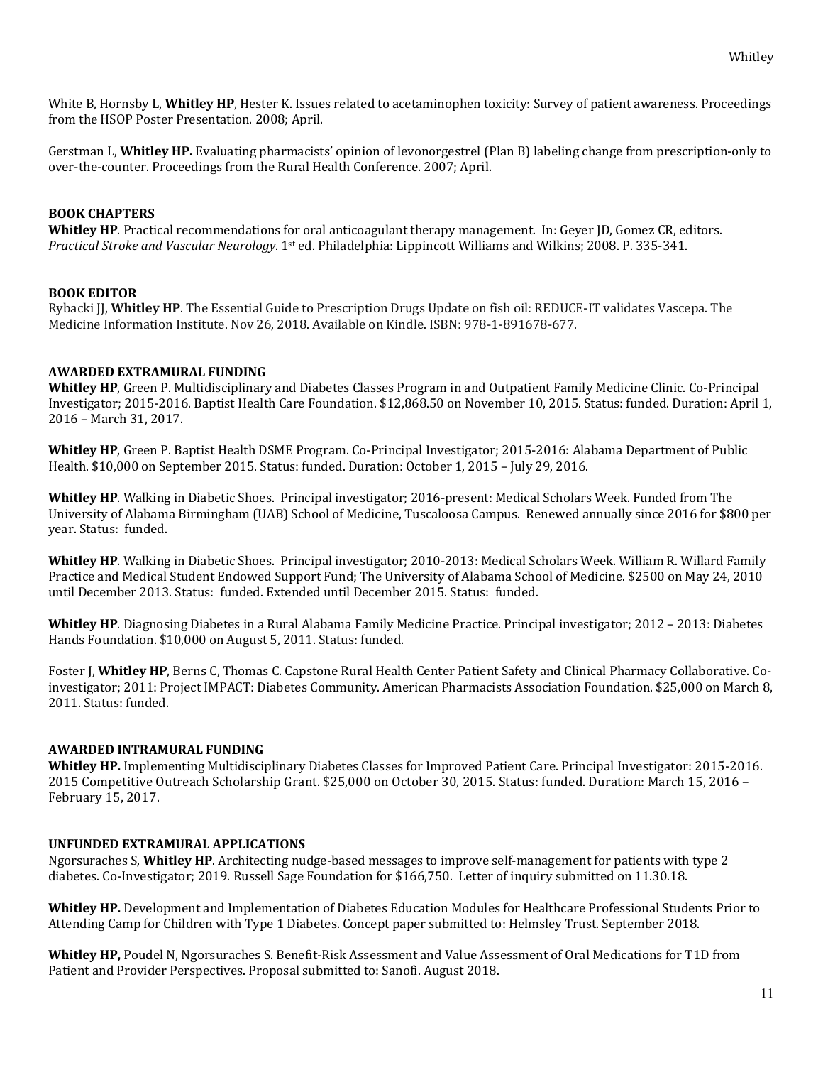White B, Hornsby L, **Whitley HP**, Hester K. Issues related to acetaminophen toxicity: Survey of patient awareness. Proceedings from the HSOP Poster Presentation. 2008; April.

Gerstman L, **Whitley HP.** Evaluating pharmacists' opinion of levonorgestrel (Plan B) labeling change from prescription-only to over-the-counter. Proceedings from the Rural Health Conference. 2007; April.

## BOOK CHAPTERS

**Whitley HP**. Practical recommendations for oral anticoagulant therapy management. In: Geyer JD, Gomez CR, editors. *Practical Stroke and Vascular Neurology*. 1st ed. Philadelphia: Lippincott Williams and Wilkins; 2008. P. 335-341.

## BOOK EDITOR

Rybacki JJ, **Whitley HP**. The Essential Guide to Prescription Drugs Update on fish oil: REDUCE-IT validates Vascepa. The Medicine Information Institute. Nov 26, 2018. Available on Kindle. ISBN: 978-1-891678-677.

## AWARDED EXTRAMURAL FUNDING

**Whitley HP**, Green P. Multidisciplinary and Diabetes Classes Program in and Outpatient Family Medicine Clinic. Co-Principal Investigator; 2015-2016. Baptist Health Care Foundation. $12,868.50 on November 10, 2015. Status: funded. Duration: April 1, 2016 – March 31, 2017.

**Whitley HP**, Green P. Baptist Health DSME Program. Co-Principal Investigator; 2015-2016: Alabama Department of Public Health. $10,000 on September 2015. Status: funded. Duration: October 1, 2015 – July 29, 2016.

**Whitley HP**. Walking in Diabetic Shoes. Principal investigator; 2016-present: Medical Scholars Week. Funded from The University of Alabama Birmingham (UAB) School of Medicine, Tuscaloosa Campus. Renewed annually since 2016 for $800 per year. Status: funded.

**Whitley HP**. Walking in Diabetic Shoes. Principal investigator; 2010-2013: Medical Scholars Week. William R. Willard Family Practice and Medical Student Endowed Support Fund; The University of Alabama School of Medicine. $2500 on May 24, 2010 until December 2013. Status: funded. Extended until December 2015. Status: funded.

**Whitley HP**. Diagnosing Diabetes in a Rural Alabama Family Medicine Practice. Principal investigator; 2012 – 2013: Diabetes Hands Foundation. $10,000 on August 5, 2011. Status: funded.

Foster J, **Whitley HP**, Berns C, Thomas C. Capstone Rural Health Center Patient Safety and Clinical Pharmacy Collaborative. Co-investigator; 2011: Project IMPACT: Diabetes Community. American Pharmacists Association Foundation. $25,000 on March 8, 2011. Status: funded.

## AWARDED INTRAMURAL FUNDING

**Whitley HP.** Implementing Multidisciplinary Diabetes Classes for Improved Patient Care. Principal Investigator: 2015-2016. 2015 Competitive Outreach Scholarship Grant. $25,000 on October 30, 2015. Status: funded. Duration: March 15, 2016 – February 15, 2017.

## UNFUNDED EXTRAMURAL APPLICATIONS

Ngorsuraches S, **Whitley HP**. Architecting nudge-based messages to improve self-management for patients with type 2 diabetes. Co-Investigator; 2019. Russell Sage Foundation for $166,750. Letter of inquiry submitted on 11.30.18.

**Whitley HP.** Development and Implementation of Diabetes Education Modules for Healthcare Professional Students Prior to Attending Camp for Children with Type 1 Diabetes. Concept paper submitted to: Helmsley Trust. September 2018.

**Whitley HP,** Poudel N, Ngorsuraches S. Benefit-Risk Assessment and Value Assessment of Oral Medications for T1D from Patient and Provider Perspectives. Proposal submitted to: Sanofi. August 2018.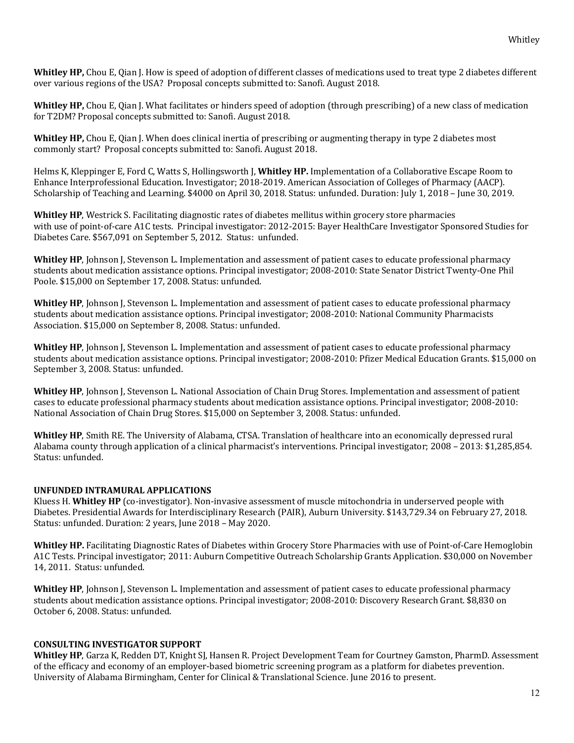**Whitley HP,** Chou E, Qian J. How is speed of adoption of different classes of medications used to treat type 2 diabetes different over various regions of the USA? Proposal concepts submitted to: Sanofi. August 2018.

**Whitley HP,** Chou E, Qian J. What facilitates or hinders speed of adoption (through prescribing) of a new class of medication for T2DM? Proposal concepts submitted to: Sanofi. August 2018.

**Whitley HP,** Chou E, Qian J. When does clinical inertia of prescribing or augmenting therapy in type 2 diabetes most commonly start? Proposal concepts submitted to: Sanofi. August 2018.

Helms K, Kleppinger E, Ford C, Watts S, Hollingsworth J, **Whitley HP.** Implementation of a Collaborative Escape Room to Enhance Interprofessional Education. Investigator; 2018-2019. American Association of Colleges of Pharmacy (AACP). Scholarship of Teaching and Learning. $4000 on April 30, 2018. Status: unfunded. Duration: July 1, 2018 – June 30, 2019.

**Whitley HP**, Westrick S. Facilitating diagnostic rates of diabetes mellitus within grocery store pharmacies with use of point-of-care A1C tests. Principal investigator: 2012-2015: Bayer HealthCare Investigator Sponsored Studies for Diabetes Care. $567,091 on September 5, 2012. Status: unfunded.

**Whitley HP**, Johnson J, Stevenson L. Implementation and assessment of patient cases to educate professional pharmacy students about medication assistance options. Principal investigator; 2008-2010: State Senator District Twenty-One Phil Poole. $15,000 on September 17, 2008. Status: unfunded.

**Whitley HP**, Johnson J, Stevenson L. Implementation and assessment of patient cases to educate professional pharmacy students about medication assistance options. Principal investigator; 2008-2010: National Community Pharmacists Association. $15,000 on September 8, 2008. Status: unfunded.

**Whitley HP**, Johnson J, Stevenson L. Implementation and assessment of patient cases to educate professional pharmacy students about medication assistance options. Principal investigator; 2008-2010: Pfizer Medical Education Grants. $15,000 on September 3, 2008. Status: unfunded.

**Whitley HP**, Johnson J, Stevenson L. National Association of Chain Drug Stores. Implementation and assessment of patient cases to educate professional pharmacy students about medication assistance options. Principal investigator; 2008-2010: National Association of Chain Drug Stores. $15,000 on September 3, 2008. Status: unfunded.

**Whitley HP**, Smith RE. The University of Alabama, CTSA. Translation of healthcare into an economically depressed rural Alabama county through application of a clinical pharmacist's interventions. Principal investigator; 2008 – 2013: $1,285,854. Status: unfunded.

## UNFUNDED INTRAMURAL APPLICATIONS

Kluess H. **Whitley HP** (co-investigator). Non-invasive assessment of muscle mitochondria in underserved people with Diabetes. Presidential Awards for Interdisciplinary Research (PAIR), Auburn University. $143,729.34 on February 27, 2018. Status: unfunded. Duration: 2 years, June 2018 – May 2020.

**Whitley HP.** Facilitating Diagnostic Rates of Diabetes within Grocery Store Pharmacies with use of Point-of-Care Hemoglobin A1C Tests. Principal investigator; 2011: Auburn Competitive Outreach Scholarship Grants Application. $30,000 on November 14, 2011. Status: unfunded.

**Whitley HP**, Johnson J, Stevenson L. Implementation and assessment of patient cases to educate professional pharmacy students about medication assistance options. Principal investigator; 2008-2010: Discovery Research Grant. $8,830 on October 6, 2008. Status: unfunded.

## CONSULTING INVESTIGATOR SUPPORT

**Whitley HP**, Garza K, Redden DT, Knight SJ, Hansen R. Project Development Team for Courtney Gamston, PharmD. Assessment of the efficacy and economy of an employer-based biometric screening program as a platform for diabetes prevention. University of Alabama Birmingham, Center for Clinical & Translational Science. June 2016 to present.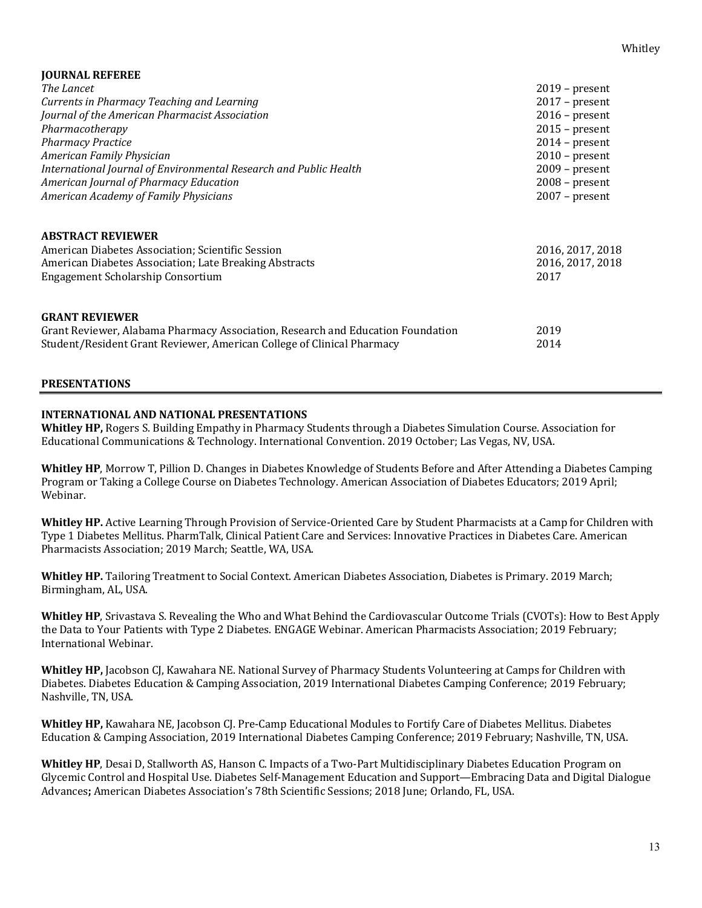### JOURNAL REFEREE

| | |
|---|---|
| *The Lancet* | 2019 – present |
| *Currents in Pharmacy Teaching and Learning* | 2017 – present |
| *Journal of the American Pharmacist Association* | 2016 – present |
| *Pharmacotherapy* | 2015 – present |
| *Pharmacy Practice* | 2014 – present |
| *American Family Physician* | 2010 – present |
| *International Journal of Environmental Research and Public Health* | 2009 – present |
| *American Journal of Pharmacy Education* | 2008 – present |
| *American Academy of Family Physicians* | 2007 – present |

### ABSTRACT REVIEWER

| | |
|---|---|
| American Diabetes Association; Scientific Session | 2016, 2017, 2018 |
| American Diabetes Association; Late Breaking Abstracts | 2016, 2017, 2018 |
| Engagement Scholarship Consortium | 2017 |

### GRANT REVIEWER

| | |
|---|---|
| Grant Reviewer, Alabama Pharmacy Association, Research and Education Foundation | 2019 |
| Student/Resident Grant Reviewer, American College of Clinical Pharmacy | 2014 |

## PRESENTATIONS

### INTERNATIONAL AND NATIONAL PRESENTATIONS

**Whitley HP,** Rogers S. Building Empathy in Pharmacy Students through a Diabetes Simulation Course. Association for Educational Communications & Technology. International Convention. 2019 October; Las Vegas, NV, USA.

**Whitley HP**, Morrow T, Pillion D. Changes in Diabetes Knowledge of Students Before and After Attending a Diabetes Camping Program or Taking a College Course on Diabetes Technology. American Association of Diabetes Educators; 2019 April; Webinar.

**Whitley HP.** Active Learning Through Provision of Service-Oriented Care by Student Pharmacists at a Camp for Children with Type 1 Diabetes Mellitus. PharmTalk, Clinical Patient Care and Services: Innovative Practices in Diabetes Care. American Pharmacists Association; 2019 March; Seattle, WA, USA.

**Whitley HP.** Tailoring Treatment to Social Context. American Diabetes Association, Diabetes is Primary. 2019 March; Birmingham, AL, USA.

**Whitley HP**, Srivastava S. Revealing the Who and What Behind the Cardiovascular Outcome Trials (CVOTs): How to Best Apply the Data to Your Patients with Type 2 Diabetes. ENGAGE Webinar. American Pharmacists Association; 2019 February; International Webinar.

**Whitley HP,** Jacobson CJ, Kawahara NE. National Survey of Pharmacy Students Volunteering at Camps for Children with Diabetes. Diabetes Education & Camping Association, 2019 International Diabetes Camping Conference; 2019 February; Nashville, TN, USA.

**Whitley HP,** Kawahara NE, Jacobson CJ. Pre-Camp Educational Modules to Fortify Care of Diabetes Mellitus. Diabetes Education & Camping Association, 2019 International Diabetes Camping Conference; 2019 February; Nashville, TN, USA.

**Whitley HP**, Desai D, Stallworth AS, Hanson C. Impacts of a Two-Part Multidisciplinary Diabetes Education Program on Glycemic Control and Hospital Use. Diabetes Self-Management Education and Support—Embracing Data and Digital Dialogue Advances**;** American Diabetes Association's 78th Scientific Sessions; 2018 June; Orlando, FL, USA.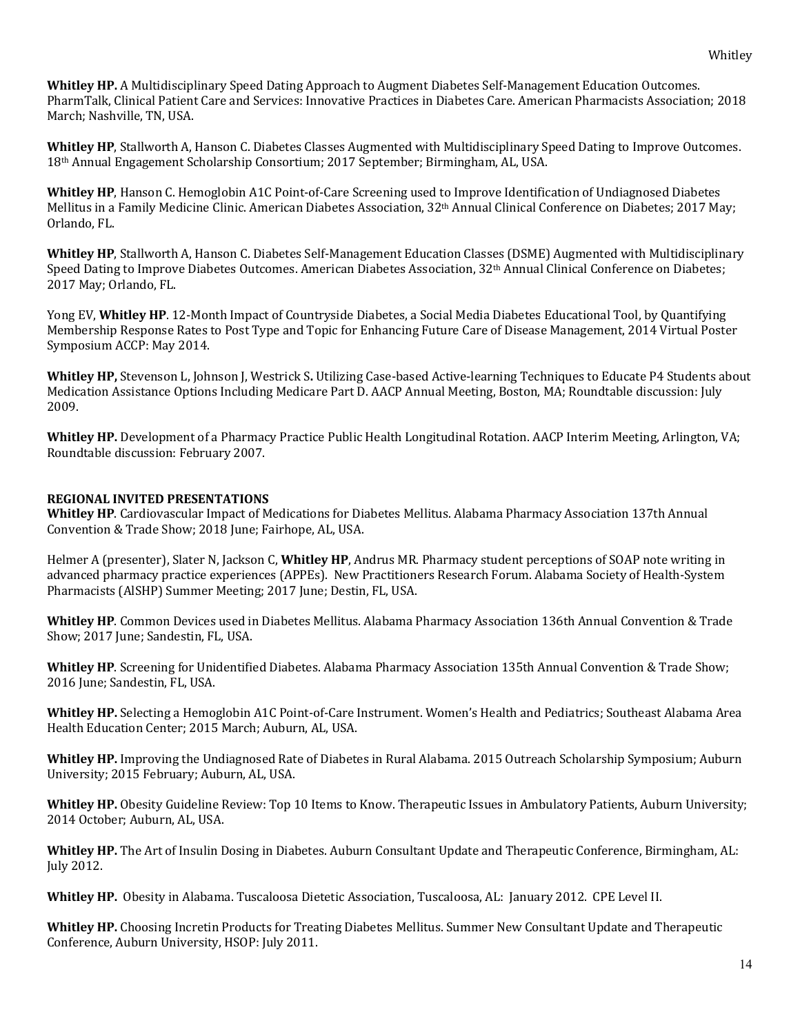**Whitley HP.** A Multidisciplinary Speed Dating Approach to Augment Diabetes Self-Management Education Outcomes. PharmTalk, Clinical Patient Care and Services: Innovative Practices in Diabetes Care. American Pharmacists Association; 2018 March; Nashville, TN, USA.

**Whitley HP**, Stallworth A, Hanson C. Diabetes Classes Augmented with Multidisciplinary Speed Dating to Improve Outcomes. 18th Annual Engagement Scholarship Consortium; 2017 September; Birmingham, AL, USA.

**Whitley HP**, Hanson C. Hemoglobin A1C Point-of-Care Screening used to Improve Identification of Undiagnosed Diabetes Mellitus in a Family Medicine Clinic. American Diabetes Association, 32th Annual Clinical Conference on Diabetes; 2017 May; Orlando, FL.

**Whitley HP**, Stallworth A, Hanson C. Diabetes Self-Management Education Classes (DSME) Augmented with Multidisciplinary Speed Dating to Improve Diabetes Outcomes. American Diabetes Association, 32th Annual Clinical Conference on Diabetes; 2017 May; Orlando, FL.

Yong EV, **Whitley HP**. 12-Month Impact of Countryside Diabetes, a Social Media Diabetes Educational Tool, by Quantifying Membership Response Rates to Post Type and Topic for Enhancing Future Care of Disease Management, 2014 Virtual Poster Symposium ACCP: May 2014.

**Whitley HP,** Stevenson L, Johnson J, Westrick S**.** Utilizing Case-based Active-learning Techniques to Educate P4 Students about Medication Assistance Options Including Medicare Part D. AACP Annual Meeting, Boston, MA; Roundtable discussion: July 2009.

**Whitley HP.** Development of a Pharmacy Practice Public Health Longitudinal Rotation. AACP Interim Meeting, Arlington, VA; Roundtable discussion: February 2007.

**REGIONAL INVITED PRESENTATIONS**

**Whitley HP**. Cardiovascular Impact of Medications for Diabetes Mellitus. Alabama Pharmacy Association 137th Annual Convention & Trade Show; 2018 June; Fairhope, AL, USA.

Helmer A (presenter), Slater N, Jackson C, **Whitley HP**, Andrus MR. Pharmacy student perceptions of SOAP note writing in advanced pharmacy practice experiences (APPEs). New Practitioners Research Forum. Alabama Society of Health-System Pharmacists (AlSHP) Summer Meeting; 2017 June; Destin, FL, USA.

**Whitley HP**. Common Devices used in Diabetes Mellitus. Alabama Pharmacy Association 136th Annual Convention & Trade Show; 2017 June; Sandestin, FL, USA.

**Whitley HP**. Screening for Unidentified Diabetes. Alabama Pharmacy Association 135th Annual Convention & Trade Show; 2016 June; Sandestin, FL, USA.

**Whitley HP.** Selecting a Hemoglobin A1C Point-of-Care Instrument. Women's Health and Pediatrics; Southeast Alabama Area Health Education Center; 2015 March; Auburn, AL, USA.

**Whitley HP.** Improving the Undiagnosed Rate of Diabetes in Rural Alabama. 2015 Outreach Scholarship Symposium; Auburn University; 2015 February; Auburn, AL, USA.

**Whitley HP.** Obesity Guideline Review: Top 10 Items to Know. Therapeutic Issues in Ambulatory Patients, Auburn University; 2014 October; Auburn, AL, USA.

**Whitley HP.** The Art of Insulin Dosing in Diabetes. Auburn Consultant Update and Therapeutic Conference, Birmingham, AL: July 2012.

**Whitley HP.** Obesity in Alabama. Tuscaloosa Dietetic Association, Tuscaloosa, AL: January 2012. CPE Level II.

**Whitley HP.** Choosing Incretin Products for Treating Diabetes Mellitus. Summer New Consultant Update and Therapeutic Conference, Auburn University, HSOP: July 2011.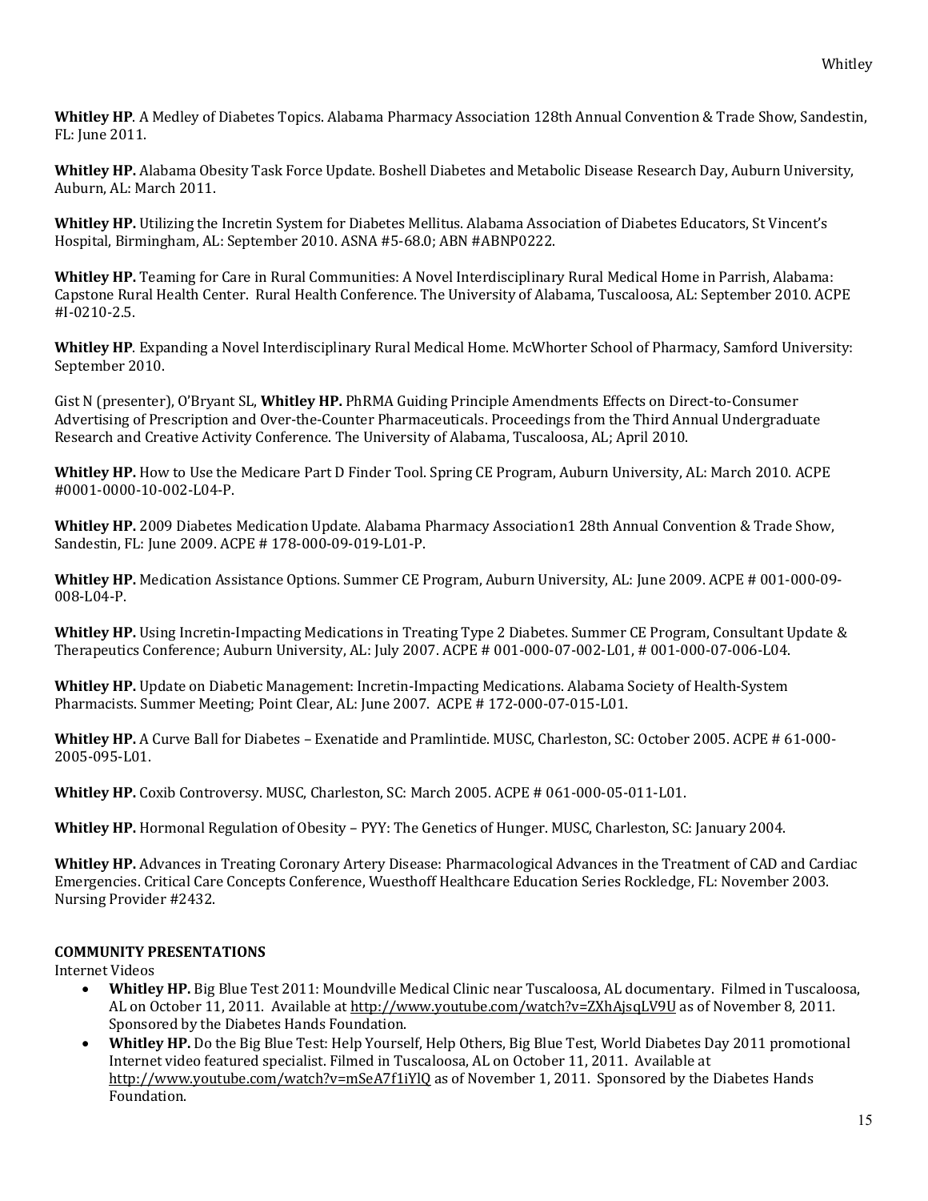**Whitley HP**. A Medley of Diabetes Topics. Alabama Pharmacy Association 128th Annual Convention & Trade Show, Sandestin, FL: June 2011.

**Whitley HP.** Alabama Obesity Task Force Update. Boshell Diabetes and Metabolic Disease Research Day, Auburn University, Auburn, AL: March 2011.

**Whitley HP.** Utilizing the Incretin System for Diabetes Mellitus. Alabama Association of Diabetes Educators, St Vincent's Hospital, Birmingham, AL: September 2010. ASNA #5-68.0; ABN #ABNP0222.

**Whitley HP.** Teaming for Care in Rural Communities: A Novel Interdisciplinary Rural Medical Home in Parrish, Alabama: Capstone Rural Health Center. Rural Health Conference. The University of Alabama, Tuscaloosa, AL: September 2010. ACPE #I-0210-2.5.

**Whitley HP**. Expanding a Novel Interdisciplinary Rural Medical Home. McWhorter School of Pharmacy, Samford University: September 2010.

Gist N (presenter), O'Bryant SL, **Whitley HP.** PhRMA Guiding Principle Amendments Effects on Direct-to-Consumer Advertising of Prescription and Over-the-Counter Pharmaceuticals. Proceedings from the Third Annual Undergraduate Research and Creative Activity Conference. The University of Alabama, Tuscaloosa, AL; April 2010.

**Whitley HP.** How to Use the Medicare Part D Finder Tool. Spring CE Program, Auburn University, AL: March 2010. ACPE #0001-0000-10-002-L04-P.

**Whitley HP.** 2009 Diabetes Medication Update. Alabama Pharmacy Association1 28th Annual Convention & Trade Show, Sandestin, FL: June 2009. ACPE # 178-000-09-019-L01-P.

**Whitley HP.** Medication Assistance Options. Summer CE Program, Auburn University, AL: June 2009. ACPE # 001-000-09-008-L04-P.

**Whitley HP.** Using Incretin-Impacting Medications in Treating Type 2 Diabetes. Summer CE Program, Consultant Update & Therapeutics Conference; Auburn University, AL: July 2007. ACPE # 001-000-07-002-L01, # 001-000-07-006-L04.

**Whitley HP.** Update on Diabetic Management: Incretin-Impacting Medications. Alabama Society of Health-System Pharmacists. Summer Meeting; Point Clear, AL: June 2007. ACPE # 172-000-07-015-L01.

**Whitley HP.** A Curve Ball for Diabetes – Exenatide and Pramlintide. MUSC, Charleston, SC: October 2005. ACPE # 61-000-2005-095-L01.

**Whitley HP.** Coxib Controversy. MUSC, Charleston, SC: March 2005. ACPE # 061-000-05-011-L01.

**Whitley HP.** Hormonal Regulation of Obesity – PYY: The Genetics of Hunger. MUSC, Charleston, SC: January 2004.

**Whitley HP.** Advances in Treating Coronary Artery Disease: Pharmacological Advances in the Treatment of CAD and Cardiac Emergencies. Critical Care Concepts Conference, Wuesthoff Healthcare Education Series Rockledge, FL: November 2003. Nursing Provider #2432.

**COMMUNITY PRESENTATIONS**

Internet Videos

- **Whitley HP.** Big Blue Test 2011: Moundville Medical Clinic near Tuscaloosa, AL documentary. Filmed in Tuscaloosa, AL on October 11, 2011. Available at http://www.youtube.com/watch?v=ZXhAjsqLV9U as of November 8, 2011. Sponsored by the Diabetes Hands Foundation.
- **Whitley HP.** Do the Big Blue Test: Help Yourself, Help Others, Big Blue Test, World Diabetes Day 2011 promotional Internet video featured specialist. Filmed in Tuscaloosa, AL on October 11, 2011. Available at http://www.youtube.com/watch?v=mSeA7f1iYlQ as of November 1, 2011. Sponsored by the Diabetes Hands Foundation.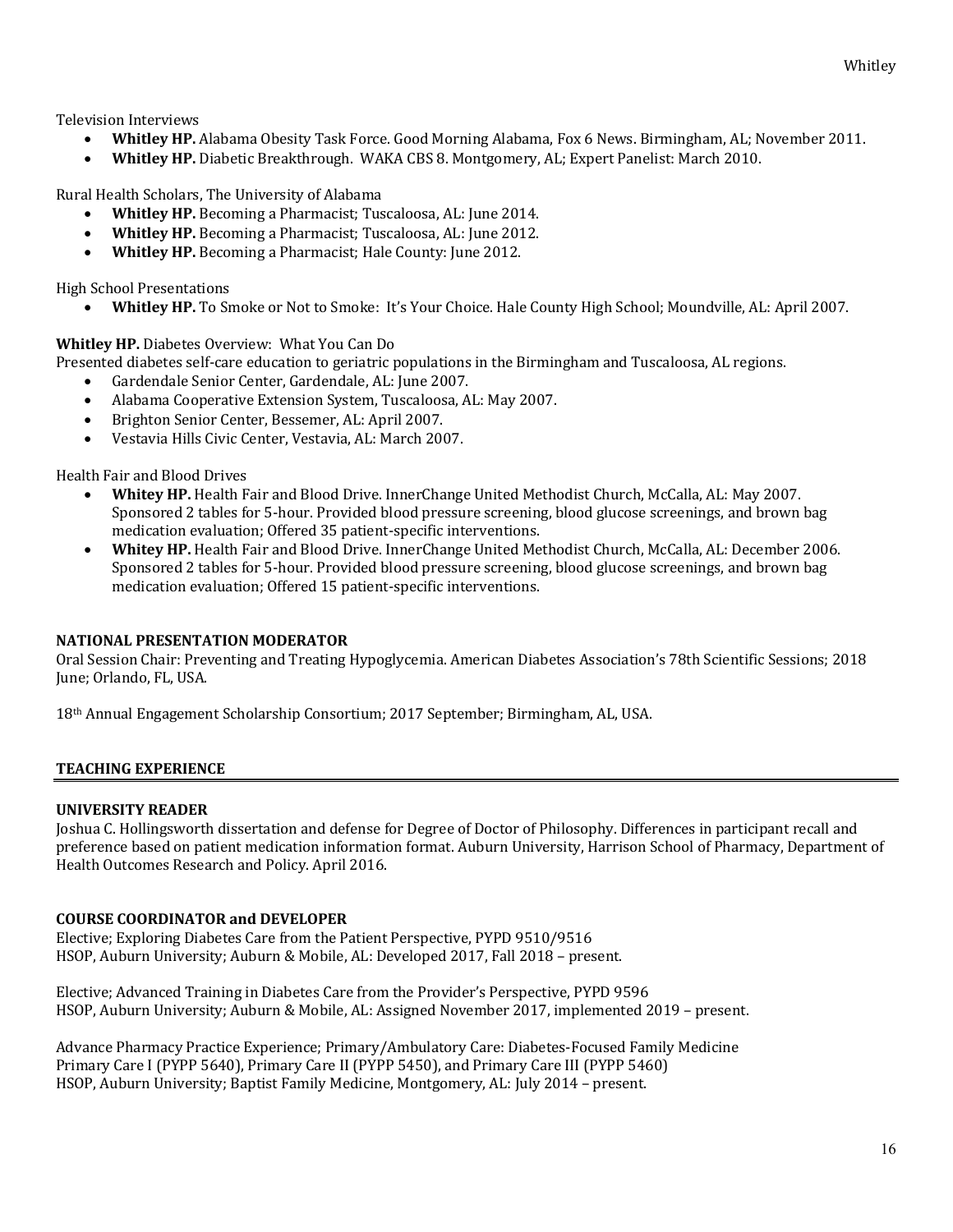Television Interviews

- **Whitley HP.** Alabama Obesity Task Force. Good Morning Alabama, Fox 6 News. Birmingham, AL; November 2011.
- **Whitley HP.** Diabetic Breakthrough. WAKA CBS 8. Montgomery, AL; Expert Panelist: March 2010.

Rural Health Scholars, The University of Alabama

- **Whitley HP.** Becoming a Pharmacist; Tuscaloosa, AL: June 2014.
- **Whitley HP.** Becoming a Pharmacist; Tuscaloosa, AL: June 2012.
- **Whitley HP.** Becoming a Pharmacist; Hale County: June 2012.

High School Presentations

- **Whitley HP.** To Smoke or Not to Smoke: It's Your Choice. Hale County High School; Moundville, AL: April 2007.

**Whitley HP.** Diabetes Overview: What You Can Do
Presented diabetes self-care education to geriatric populations in the Birmingham and Tuscaloosa, AL regions.

- Gardendale Senior Center, Gardendale, AL: June 2007.
- Alabama Cooperative Extension System, Tuscaloosa, AL: May 2007.
- Brighton Senior Center, Bessemer, AL: April 2007.
- Vestavia Hills Civic Center, Vestavia, AL: March 2007.

Health Fair and Blood Drives

- **Whitey HP.** Health Fair and Blood Drive. InnerChange United Methodist Church, McCalla, AL: May 2007. Sponsored 2 tables for 5-hour. Provided blood pressure screening, blood glucose screenings, and brown bag medication evaluation; Offered 35 patient-specific interventions.
- **Whitey HP.** Health Fair and Blood Drive. InnerChange United Methodist Church, McCalla, AL: December 2006. Sponsored 2 tables for 5-hour. Provided blood pressure screening, blood glucose screenings, and brown bag medication evaluation; Offered 15 patient-specific interventions.

**NATIONAL PRESENTATION MODERATOR**

Oral Session Chair: Preventing and Treating Hypoglycemia. American Diabetes Association's 78th Scientific Sessions; 2018 June; Orlando, FL, USA.

18th Annual Engagement Scholarship Consortium; 2017 September; Birmingham, AL, USA.

## TEACHING EXPERIENCE

**UNIVERSITY READER**

Joshua C. Hollingsworth dissertation and defense for Degree of Doctor of Philosophy. Differences in participant recall and preference based on patient medication information format. Auburn University, Harrison School of Pharmacy, Department of Health Outcomes Research and Policy. April 2016.

**COURSE COORDINATOR and DEVELOPER**

Elective; Exploring Diabetes Care from the Patient Perspective, PYPD 9510/9516
HSOP, Auburn University; Auburn & Mobile, AL: Developed 2017, Fall 2018 – present.

Elective; Advanced Training in Diabetes Care from the Provider's Perspective, PYPD 9596
HSOP, Auburn University; Auburn & Mobile, AL: Assigned November 2017, implemented 2019 – present.

Advance Pharmacy Practice Experience; Primary/Ambulatory Care: Diabetes-Focused Family Medicine
Primary Care I (PYPP 5640), Primary Care II (PYPP 5450), and Primary Care III (PYPP 5460)
HSOP, Auburn University; Baptist Family Medicine, Montgomery, AL: July 2014 – present.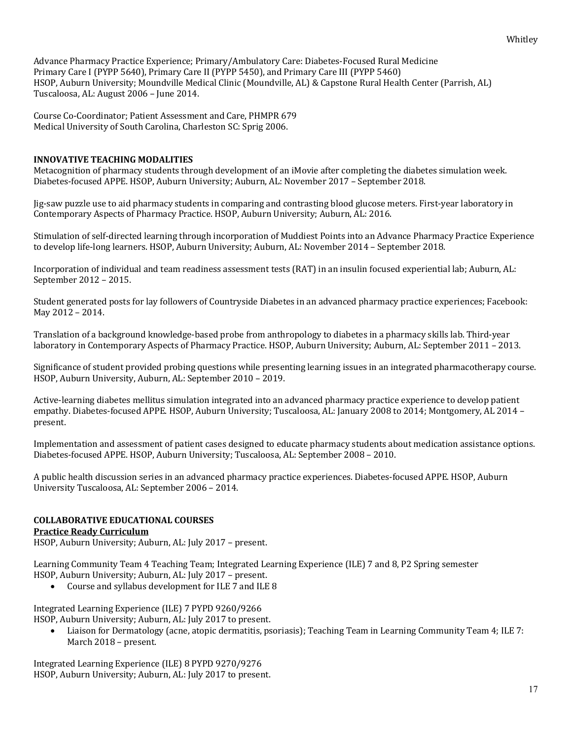Advance Pharmacy Practice Experience; Primary/Ambulatory Care: Diabetes-Focused Rural Medicine
Primary Care I (PYPP 5640), Primary Care II (PYPP 5450), and Primary Care III (PYPP 5460)
HSOP, Auburn University; Moundville Medical Clinic (Moundville, AL) & Capstone Rural Health Center (Parrish, AL)
Tuscaloosa, AL: August 2006 – June 2014.

Course Co-Coordinator; Patient Assessment and Care, PHMPR 679
Medical University of South Carolina, Charleston SC: Sprig 2006.

**INNOVATIVE TEACHING MODALITIES**

Metacognition of pharmacy students through development of an iMovie after completing the diabetes simulation week. Diabetes-focused APPE. HSOP, Auburn University; Auburn, AL: November 2017 – September 2018.

Jig-saw puzzle use to aid pharmacy students in comparing and contrasting blood glucose meters. First-year laboratory in Contemporary Aspects of Pharmacy Practice. HSOP, Auburn University; Auburn, AL: 2016.

Stimulation of self-directed learning through incorporation of Muddiest Points into an Advance Pharmacy Practice Experience to develop life-long learners. HSOP, Auburn University; Auburn, AL: November 2014 – September 2018.

Incorporation of individual and team readiness assessment tests (RAT) in an insulin focused experiential lab; Auburn, AL: September 2012 – 2015.

Student generated posts for lay followers of Countryside Diabetes in an advanced pharmacy practice experiences; Facebook: May 2012 – 2014.

Translation of a background knowledge-based probe from anthropology to diabetes in a pharmacy skills lab. Third-year laboratory in Contemporary Aspects of Pharmacy Practice. HSOP, Auburn University; Auburn, AL: September 2011 – 2013.

Significance of student provided probing questions while presenting learning issues in an integrated pharmacotherapy course. HSOP, Auburn University, Auburn, AL: September 2010 – 2019.

Active-learning diabetes mellitus simulation integrated into an advanced pharmacy practice experience to develop patient empathy. Diabetes-focused APPE. HSOP, Auburn University; Tuscaloosa, AL: January 2008 to 2014; Montgomery, AL 2014 – present.

Implementation and assessment of patient cases designed to educate pharmacy students about medication assistance options. Diabetes-focused APPE. HSOP, Auburn University; Tuscaloosa, AL: September 2008 – 2010.

A public health discussion series in an advanced pharmacy practice experiences. Diabetes-focused APPE. HSOP, Auburn University Tuscaloosa, AL: September 2006 – 2014.

**COLLABORATIVE EDUCATIONAL COURSES**

**<u>Practice Ready Curriculum</u>**

HSOP, Auburn University; Auburn, AL: July 2017 – present.

Learning Community Team 4 Teaching Team; Integrated Learning Experience (ILE) 7 and 8, P2 Spring semester
HSOP, Auburn University; Auburn, AL: July 2017 – present.

- Course and syllabus development for ILE 7 and ILE 8

Integrated Learning Experience (ILE) 7 PYPD 9260/9266
HSOP, Auburn University; Auburn, AL: July 2017 to present.

- Liaison for Dermatology (acne, atopic dermatitis, psoriasis); Teaching Team in Learning Community Team 4; ILE 7: March 2018 – present.

Integrated Learning Experience (ILE) 8 PYPD 9270/9276
HSOP, Auburn University; Auburn, AL: July 2017 to present.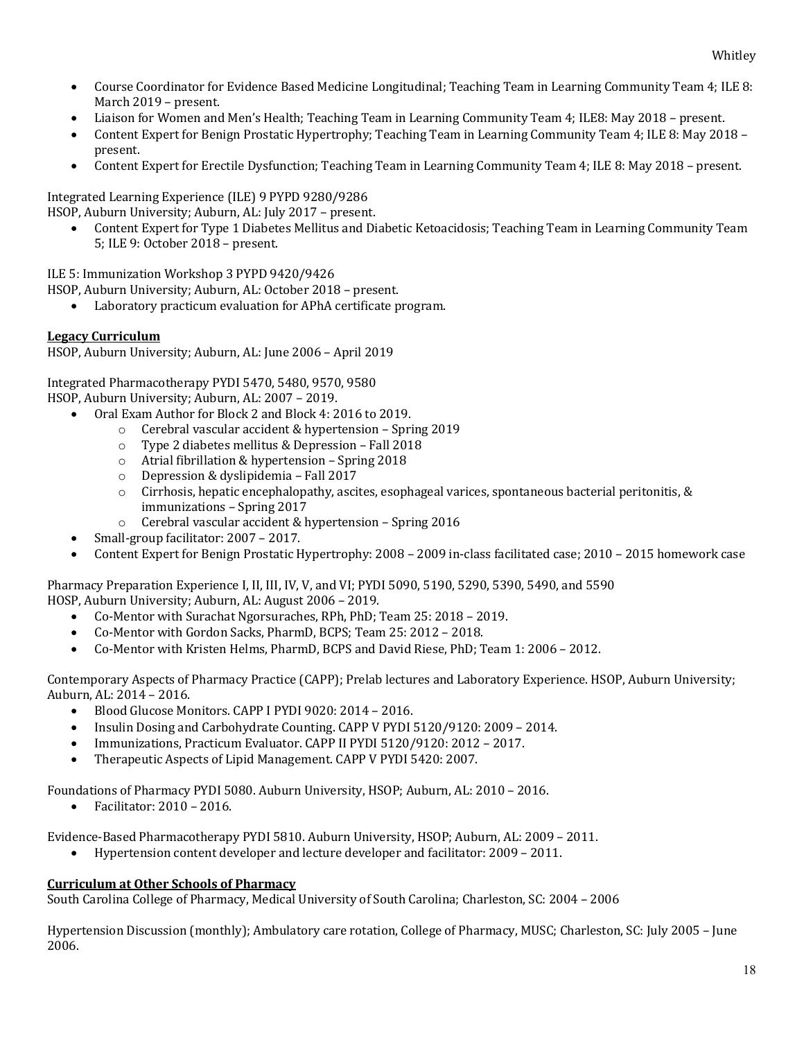- Course Coordinator for Evidence Based Medicine Longitudinal; Teaching Team in Learning Community Team 4; ILE 8: March 2019 – present.
- Liaison for Women and Men's Health; Teaching Team in Learning Community Team 4; ILE8: May 2018 – present.
- Content Expert for Benign Prostatic Hypertrophy; Teaching Team in Learning Community Team 4; ILE 8: May 2018 – present.
- Content Expert for Erectile Dysfunction; Teaching Team in Learning Community Team 4; ILE 8: May 2018 – present.

Integrated Learning Experience (ILE) 9 PYPD 9280/9286
HSOP, Auburn University; Auburn, AL: July 2017 – present.

- Content Expert for Type 1 Diabetes Mellitus and Diabetic Ketoacidosis; Teaching Team in Learning Community Team 5; ILE 9: October 2018 – present.

ILE 5: Immunization Workshop 3 PYPD 9420/9426
HSOP, Auburn University; Auburn, AL: October 2018 – present.

- Laboratory practicum evaluation for APhA certificate program.

**Legacy Curriculum**

HSOP, Auburn University; Auburn, AL: June 2006 – April 2019

Integrated Pharmacotherapy PYDI 5470, 5480, 9570, 9580
HSOP, Auburn University; Auburn, AL: 2007 – 2019.

- Oral Exam Author for Block 2 and Block 4: 2016 to 2019.
  - Cerebral vascular accident & hypertension – Spring 2019
  - Type 2 diabetes mellitus & Depression – Fall 2018
  - Atrial fibrillation & hypertension – Spring 2018
  - Depression & dyslipidemia – Fall 2017
  - Cirrhosis, hepatic encephalopathy, ascites, esophageal varices, spontaneous bacterial peritonitis, & immunizations – Spring 2017
  - Cerebral vascular accident & hypertension – Spring 2016
- Small-group facilitator: 2007 – 2017.
- Content Expert for Benign Prostatic Hypertrophy: 2008 – 2009 in-class facilitated case; 2010 – 2015 homework case

Pharmacy Preparation Experience I, II, III, IV, V, and VI; PYDI 5090, 5190, 5290, 5390, 5490, and 5590
HOSP, Auburn University; Auburn, AL: August 2006 – 2019.

- Co-Mentor with Surachat Ngorsuraches, RPh, PhD; Team 25: 2018 – 2019.
- Co-Mentor with Gordon Sacks, PharmD, BCPS; Team 25: 2012 – 2018.
- Co-Mentor with Kristen Helms, PharmD, BCPS and David Riese, PhD; Team 1: 2006 – 2012.

Contemporary Aspects of Pharmacy Practice (CAPP); Prelab lectures and Laboratory Experience. HSOP, Auburn University; Auburn, AL: 2014 – 2016.

- Blood Glucose Monitors. CAPP I PYDI 9020: 2014 – 2016.
- Insulin Dosing and Carbohydrate Counting. CAPP V PYDI 5120/9120: 2009 – 2014.
- Immunizations, Practicum Evaluator. CAPP II PYDI 5120/9120: 2012 – 2017.
- Therapeutic Aspects of Lipid Management. CAPP V PYDI 5420: 2007.

Foundations of Pharmacy PYDI 5080. Auburn University, HSOP; Auburn, AL: 2010 – 2016.

- Facilitator: 2010 – 2016.

Evidence-Based Pharmacotherapy PYDI 5810. Auburn University, HSOP; Auburn, AL: 2009 – 2011.

- Hypertension content developer and lecture developer and facilitator: 2009 – 2011.

**Curriculum at Other Schools of Pharmacy**

South Carolina College of Pharmacy, Medical University of South Carolina; Charleston, SC: 2004 – 2006

Hypertension Discussion (monthly); Ambulatory care rotation, College of Pharmacy, MUSC; Charleston, SC: July 2005 – June 2006.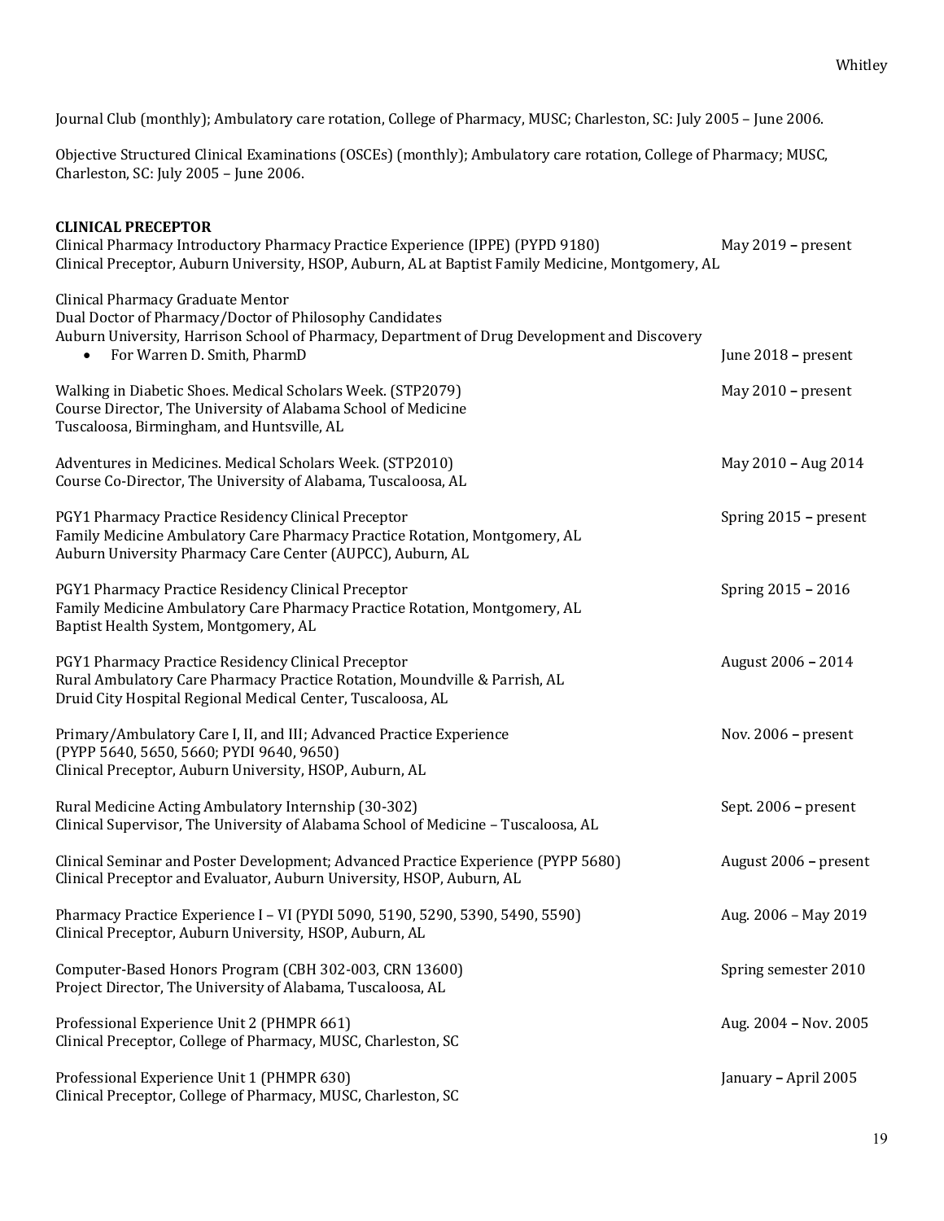Journal Club (monthly); Ambulatory care rotation, College of Pharmacy, MUSC; Charleston, SC: July 2005 – June 2006.

Objective Structured Clinical Examinations (OSCEs) (monthly); Ambulatory care rotation, College of Pharmacy; MUSC, Charleston, SC: July 2005 – June 2006.

**CLINICAL PRECEPTOR**

Clinical Pharmacy Introductory Pharmacy Practice Experience (IPPE) (PYPD 9180) — May 2019 – present
Clinical Preceptor, Auburn University, HSOP, Auburn, AL at Baptist Family Medicine, Montgomery, AL

Clinical Pharmacy Graduate Mentor
Dual Doctor of Pharmacy/Doctor of Philosophy Candidates
Auburn University, Harrison School of Pharmacy, Department of Drug Development and Discovery

- For Warren D. Smith, PharmD — June 2018 – present

Walking in Diabetic Shoes. Medical Scholars Week. (STP2079) — May 2010 – present
Course Director, The University of Alabama School of Medicine
Tuscaloosa, Birmingham, and Huntsville, AL

Adventures in Medicines. Medical Scholars Week. (STP2010) — May 2010 – Aug 2014
Course Co-Director, The University of Alabama, Tuscaloosa, AL

PGY1 Pharmacy Practice Residency Clinical Preceptor — Spring 2015 – present
Family Medicine Ambulatory Care Pharmacy Practice Rotation, Montgomery, AL
Auburn University Pharmacy Care Center (AUPCC), Auburn, AL

PGY1 Pharmacy Practice Residency Clinical Preceptor — Spring 2015 – 2016
Family Medicine Ambulatory Care Pharmacy Practice Rotation, Montgomery, AL
Baptist Health System, Montgomery, AL

PGY1 Pharmacy Practice Residency Clinical Preceptor — August 2006 – 2014
Rural Ambulatory Care Pharmacy Practice Rotation, Moundville & Parrish, AL
Druid City Hospital Regional Medical Center, Tuscaloosa, AL

Primary/Ambulatory Care I, II, and III; Advanced Practice Experience — Nov. 2006 – present
(PYPP 5640, 5650, 5660; PYDI 9640, 9650)
Clinical Preceptor, Auburn University, HSOP, Auburn, AL

Rural Medicine Acting Ambulatory Internship (30-302) — Sept. 2006 – present
Clinical Supervisor, The University of Alabama School of Medicine – Tuscaloosa, AL

Clinical Seminar and Poster Development; Advanced Practice Experience (PYPP 5680) — August 2006 – present
Clinical Preceptor and Evaluator, Auburn University, HSOP, Auburn, AL

Pharmacy Practice Experience I – VI (PYDI 5090, 5190, 5290, 5390, 5490, 5590) — Aug. 2006 – May 2019
Clinical Preceptor, Auburn University, HSOP, Auburn, AL

Computer-Based Honors Program (CBH 302-003, CRN 13600) — Spring semester 2010
Project Director, The University of Alabama, Tuscaloosa, AL

Professional Experience Unit 2 (PHMPR 661) — Aug. 2004 – Nov. 2005
Clinical Preceptor, College of Pharmacy, MUSC, Charleston, SC

Professional Experience Unit 1 (PHMPR 630) — January – April 2005
Clinical Preceptor, College of Pharmacy, MUSC, Charleston, SC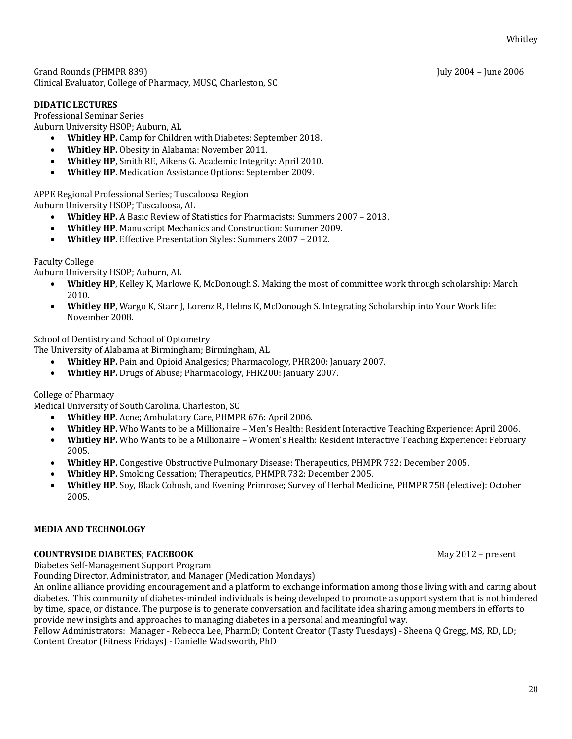Grand Rounds (PHMPR 839) July 2004 – June 2006
Clinical Evaluator, College of Pharmacy, MUSC, Charleston, SC

**DIDATIC LECTURES**

Professional Seminar Series
Auburn University HSOP; Auburn, AL

- **Whitley HP.** Camp for Children with Diabetes: September 2018.
- **Whitley HP.** Obesity in Alabama: November 2011.
- **Whitley HP**, Smith RE, Aikens G. Academic Integrity: April 2010.
- **Whitley HP.** Medication Assistance Options: September 2009.

APPE Regional Professional Series; Tuscaloosa Region
Auburn University HSOP; Tuscaloosa, AL

- **Whitley HP.** A Basic Review of Statistics for Pharmacists: Summers 2007 – 2013.
- **Whitley HP.** Manuscript Mechanics and Construction: Summer 2009.
- **Whitley HP.** Effective Presentation Styles: Summers 2007 – 2012.

Faculty College
Auburn University HSOP; Auburn, AL

- **Whitley HP**, Kelley K, Marlowe K, McDonough S. Making the most of committee work through scholarship: March 2010.
- **Whitley HP**, Wargo K, Starr J, Lorenz R, Helms K, McDonough S. Integrating Scholarship into Your Work life: November 2008.

School of Dentistry and School of Optometry
The University of Alabama at Birmingham; Birmingham, AL

- **Whitley HP.** Pain and Opioid Analgesics; Pharmacology, PHR200: January 2007.
- **Whitley HP.** Drugs of Abuse; Pharmacology, PHR200: January 2007.

College of Pharmacy
Medical University of South Carolina, Charleston, SC

- **Whitley HP.** Acne; Ambulatory Care, PHMPR 676: April 2006.
- **Whitley HP.** Who Wants to be a Millionaire – Men's Health: Resident Interactive Teaching Experience: April 2006.
- **Whitley HP.** Who Wants to be a Millionaire – Women's Health: Resident Interactive Teaching Experience: February 2005.
- **Whitley HP.** Congestive Obstructive Pulmonary Disease: Therapeutics, PHMPR 732: December 2005.
- **Whitley HP.** Smoking Cessation; Therapeutics, PHMPR 732: December 2005.
- **Whitley HP.** Soy, Black Cohosh, and Evening Primrose; Survey of Herbal Medicine, PHMPR 758 (elective): October 2005.

## MEDIA AND TECHNOLOGY

**COUNTRYSIDE DIABETES; FACEBOOK** May 2012 – present

Diabetes Self-Management Support Program
Founding Director, Administrator, and Manager (Medication Mondays)
An online alliance providing encouragement and a platform to exchange information among those living with and caring about diabetes. This community of diabetes-minded individuals is being developed to promote a support system that is not hindered by time, space, or distance. The purpose is to generate conversation and facilitate idea sharing among members in efforts to provide new insights and approaches to managing diabetes in a personal and meaningful way.
Fellow Administrators: Manager - Rebecca Lee, PharmD; Content Creator (Tasty Tuesdays) - Sheena Q Gregg, MS, RD, LD; Content Creator (Fitness Fridays) - Danielle Wadsworth, PhD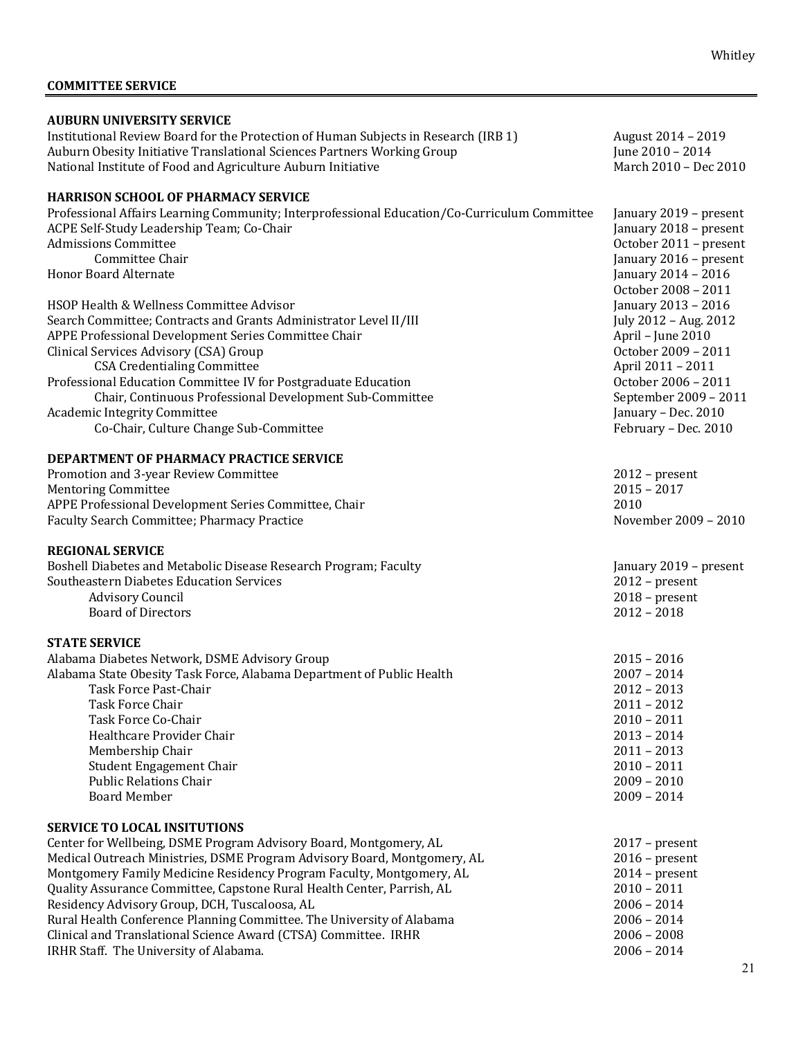## COMMITTEE SERVICE

### AUBURN UNIVERSITY SERVICE

| | |
|---|---|
| Institutional Review Board for the Protection of Human Subjects in Research (IRB 1) | August 2014 – 2019 |
| Auburn Obesity Initiative Translational Sciences Partners Working Group | June 2010 – 2014 |
| National Institute of Food and Agriculture Auburn Initiative | March 2010 – Dec 2010 |

### HARRISON SCHOOL OF PHARMACY SERVICE

| | |
|---|---|
| Professional Affairs Learning Community; Interprofessional Education/Co-Curriculum Committee | January 2019 – present |
| ACPE Self-Study Leadership Team; Co-Chair | January 2018 – present |
| Admissions Committee | October 2011 – present |
| Committee Chair | January 2016 – present |
| Honor Board Alternate | January 2014 – 2016 |
| | October 2008 – 2011 |
| HSOP Health & Wellness Committee Advisor | January 2013 – 2016 |
| Search Committee; Contracts and Grants Administrator Level II/III | July 2012 – Aug. 2012 |
| APPE Professional Development Series Committee Chair | April – June 2010 |
| Clinical Services Advisory (CSA) Group | October 2009 – 2011 |
| CSA Credentialing Committee | April 2011 – 2011 |
| Professional Education Committee IV for Postgraduate Education | October 2006 – 2011 |
| Chair, Continuous Professional Development Sub-Committee | September 2009 – 2011 |
| Academic Integrity Committee | January – Dec. 2010 |
| Co-Chair, Culture Change Sub-Committee | February – Dec. 2010 |

### DEPARTMENT OF PHARMACY PRACTICE SERVICE

| | |
|---|---|
| Promotion and 3-year Review Committee | 2012 – present |
| Mentoring Committee | 2015 – 2017 |
| APPE Professional Development Series Committee, Chair | 2010 |
| Faculty Search Committee; Pharmacy Practice | November 2009 – 2010 |

### REGIONAL SERVICE

| | |
|---|---|
| Boshell Diabetes and Metabolic Disease Research Program; Faculty | January 2019 – present |
| Southeastern Diabetes Education Services | 2012 – present |
| Advisory Council | 2018 – present |
| Board of Directors | 2012 – 2018 |

### STATE SERVICE

| | |
|---|---|
| Alabama Diabetes Network, DSME Advisory Group | 2015 – 2016 |
| Alabama State Obesity Task Force, Alabama Department of Public Health | 2007 – 2014 |
| Task Force Past-Chair | 2012 – 2013 |
| Task Force Chair | 2011 – 2012 |
| Task Force Co-Chair | 2010 – 2011 |
| Healthcare Provider Chair | 2013 – 2014 |
| Membership Chair | 2011 – 2013 |
| Student Engagement Chair | 2010 – 2011 |
| Public Relations Chair | 2009 – 2010 |
| Board Member | 2009 – 2014 |

### SERVICE TO LOCAL INSITUTIONS

| | |
|---|---|
| Center for Wellbeing, DSME Program Advisory Board, Montgomery, AL | 2017 – present |
| Medical Outreach Ministries, DSME Program Advisory Board, Montgomery, AL | 2016 – present |
| Montgomery Family Medicine Residency Program Faculty, Montgomery, AL | 2014 – present |
| Quality Assurance Committee, Capstone Rural Health Center, Parrish, AL | 2010 – 2011 |
| Residency Advisory Group, DCH, Tuscaloosa, AL | 2006 – 2014 |
| Rural Health Conference Planning Committee. The University of Alabama | 2006 – 2014 |
| Clinical and Translational Science Award (CTSA) Committee. IRHR | 2006 – 2008 |
| IRHR Staff. The University of Alabama. | 2006 – 2014 |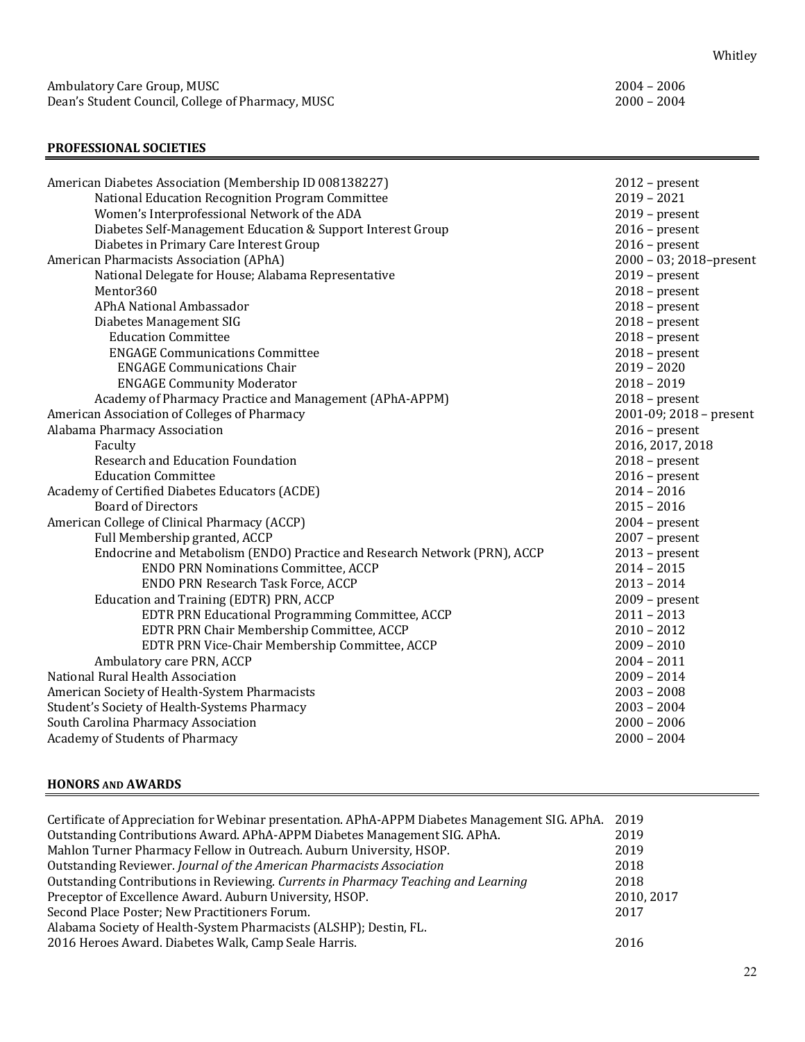| | |
|---|---|
| Ambulatory Care Group, MUSC | 2004 – 2006 |
| Dean's Student Council, College of Pharmacy, MUSC | 2000 – 2004 |

## PROFESSIONAL SOCIETIES

| | |
|---|---|
| American Diabetes Association (Membership ID 008138227) | 2012 – present |
| National Education Recognition Program Committee | 2019 – 2021 |
| Women's Interprofessional Network of the ADA | 2019 – present |
| Diabetes Self-Management Education & Support Interest Group | 2016 – present |
| Diabetes in Primary Care Interest Group | 2016 – present |
| American Pharmacists Association (APhA) | 2000 – 03; 2018–present |
| National Delegate for House; Alabama Representative | 2019 – present |
| Mentor360 | 2018 – present |
| APhA National Ambassador | 2018 – present |
| Diabetes Management SIG | 2018 – present |
| Education Committee | 2018 – present |
| ENGAGE Communications Committee | 2018 – present |
| ENGAGE Communications Chair | 2019 – 2020 |
| ENGAGE Community Moderator | 2018 – 2019 |
| Academy of Pharmacy Practice and Management (APhA-APPM) | 2018 – present |
| American Association of Colleges of Pharmacy | 2001-09; 2018 – present |
| Alabama Pharmacy Association | 2016 – present |
| Faculty | 2016, 2017, 2018 |
| Research and Education Foundation | 2018 – present |
| Education Committee | 2016 – present |
| Academy of Certified Diabetes Educators (ACDE) | 2014 – 2016 |
| Board of Directors | 2015 – 2016 |
| American College of Clinical Pharmacy (ACCP) | 2004 – present |
| Full Membership granted, ACCP | 2007 – present |
| Endocrine and Metabolism (ENDO) Practice and Research Network (PRN), ACCP | 2013 – present |
| ENDO PRN Nominations Committee, ACCP | 2014 – 2015 |
| ENDO PRN Research Task Force, ACCP | 2013 – 2014 |
| Education and Training (EDTR) PRN, ACCP | 2009 – present |
| EDTR PRN Educational Programming Committee, ACCP | 2011 – 2013 |
| EDTR PRN Chair Membership Committee, ACCP | 2010 – 2012 |
| EDTR PRN Vice-Chair Membership Committee, ACCP | 2009 – 2010 |
| Ambulatory care PRN, ACCP | 2004 – 2011 |
| National Rural Health Association | 2009 – 2014 |
| American Society of Health-System Pharmacists | 2003 – 2008 |
| Student's Society of Health-Systems Pharmacy | 2003 – 2004 |
| South Carolina Pharmacy Association | 2000 – 2006 |
| Academy of Students of Pharmacy | 2000 – 2004 |

## HONORS AND AWARDS

| | |
|---|---|
| Certificate of Appreciation for Webinar presentation. APhA-APPM Diabetes Management SIG. APhA. | 2019 |
| Outstanding Contributions Award. APhA-APPM Diabetes Management SIG. APhA. | 2019 |
| Mahlon Turner Pharmacy Fellow in Outreach. Auburn University, HSOP. | 2019 |
| Outstanding Reviewer. *Journal of the American Pharmacists Association* | 2018 |
| Outstanding Contributions in Reviewing. *Currents in Pharmacy Teaching and Learning* | 2018 |
| Preceptor of Excellence Award. Auburn University, HSOP. | 2010, 2017 |
| Second Place Poster; New Practitioners Forum. Alabama Society of Health-System Pharmacists (ALSHP); Destin, FL. | 2017 |
| 2016 Heroes Award. Diabetes Walk, Camp Seale Harris. | 2016 |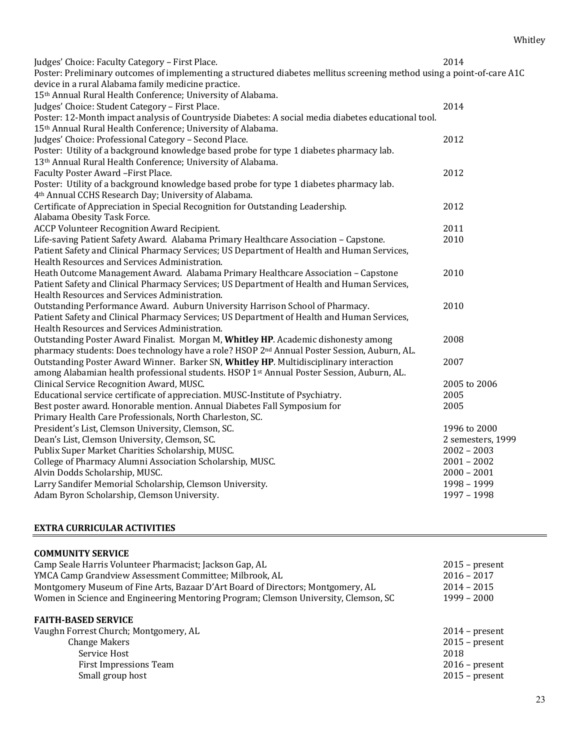Judges' Choice: Faculty Category – First Place. 2014
Poster: Preliminary outcomes of implementing a structured diabetes mellitus screening method using a point-of-care A1C device in a rural Alabama family medicine practice.
15th Annual Rural Health Conference; University of Alabama.

Judges' Choice: Student Category – First Place. 2014
Poster: 12-Month impact analysis of Countryside Diabetes: A social media diabetes educational tool.
15th Annual Rural Health Conference; University of Alabama.

Judges' Choice: Professional Category – Second Place. 2012
Poster: Utility of a background knowledge based probe for type 1 diabetes pharmacy lab.
13th Annual Rural Health Conference; University of Alabama.

Faculty Poster Award –First Place. 2012
Poster: Utility of a background knowledge based probe for type 1 diabetes pharmacy lab.
4th Annual CCHS Research Day; University of Alabama.

Certificate of Appreciation in Special Recognition for Outstanding Leadership. 2012
Alabama Obesity Task Force.

ACCP Volunteer Recognition Award Recipient. 2011

Life-saving Patient Safety Award. Alabama Primary Healthcare Association – Capstone. 2010
Patient Safety and Clinical Pharmacy Services; US Department of Health and Human Services, Health Resources and Services Administration.

Heath Outcome Management Award. Alabama Primary Healthcare Association – Capstone 2010
Patient Safety and Clinical Pharmacy Services; US Department of Health and Human Services, Health Resources and Services Administration.

Outstanding Performance Award. Auburn University Harrison School of Pharmacy. 2010
Patient Safety and Clinical Pharmacy Services; US Department of Health and Human Services, Health Resources and Services Administration.

Outstanding Poster Award Finalist. Morgan M, **Whitley HP**. Academic dishonesty among pharmacy students: Does technology have a role? HSOP 2nd Annual Poster Session, Auburn, AL. 2008

Outstanding Poster Award Winner. Barker SN, **Whitley HP**. Multidisciplinary interaction among Alabamian health professional students. HSOP 1st Annual Poster Session, Auburn, AL. 2007

Clinical Service Recognition Award, MUSC. 2005 to 2006

Educational service certificate of appreciation. MUSC-Institute of Psychiatry. 2005

Best poster award. Honorable mention. Annual Diabetes Fall Symposium for Primary Health Care Professionals, North Charleston, SC. 2005

President's List, Clemson University, Clemson, SC. 1996 to 2000

Dean's List, Clemson University, Clemson, SC. 2 semesters, 1999

Publix Super Market Charities Scholarship, MUSC. 2002 – 2003

College of Pharmacy Alumni Association Scholarship, MUSC. 2001 – 2002

Alvin Dodds Scholarship, MUSC. 2000 – 2001

Larry Sandifer Memorial Scholarship, Clemson University. 1998 – 1999

Adam Byron Scholarship, Clemson University. 1997 – 1998

## EXTRA CURRICULAR ACTIVITIES

### COMMUNITY SERVICE

Camp Seale Harris Volunteer Pharmacist; Jackson Gap, AL 2015 – present
YMCA Camp Grandview Assessment Committee; Milbrook, AL 2016 – 2017
Montgomery Museum of Fine Arts, Bazaar D'Art Board of Directors; Montgomery, AL 2014 – 2015
Women in Science and Engineering Mentoring Program; Clemson University, Clemson, SC 1999 – 2000

### FAITH-BASED SERVICE

Vaughn Forrest Church; Montgomery, AL 2014 – present
- Change Makers 2015 – present
  - Service Host 2018
  - First Impressions Team 2016 – present
  - Small group host 2015 – present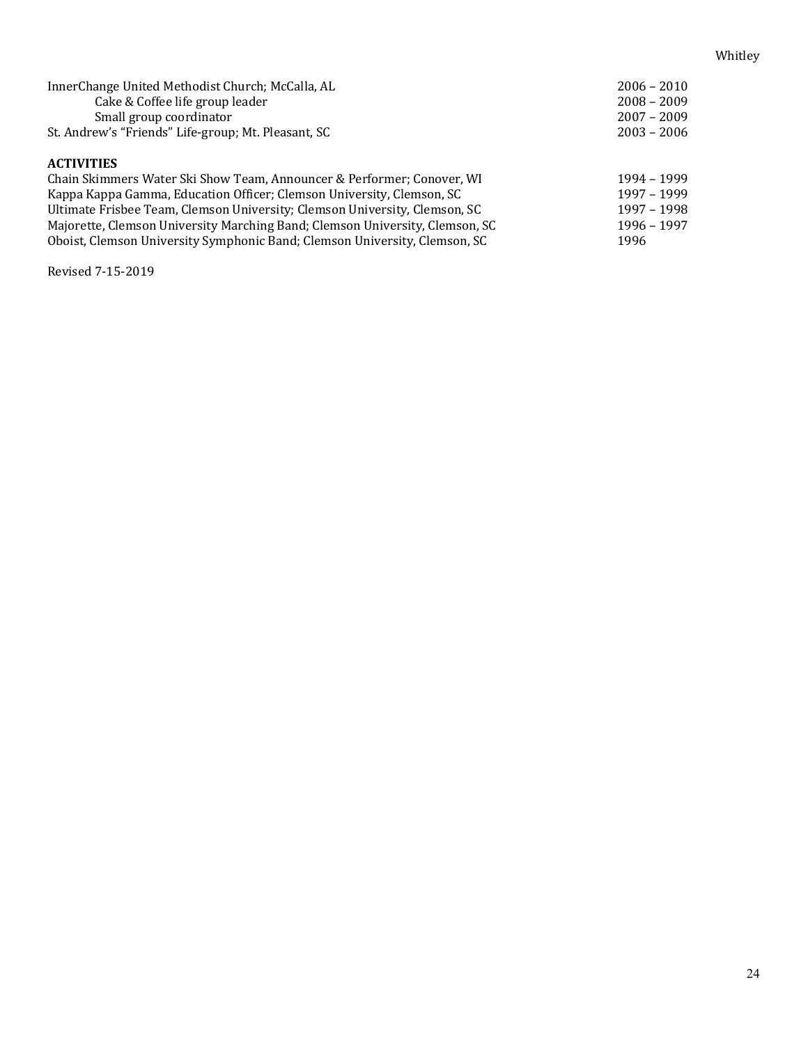| | |
|---|---|
| InnerChange United Methodist Church; McCalla, AL | 2006 – 2010 |
| &nbsp;&nbsp;&nbsp;&nbsp;Cake & Coffee life group leader | 2008 – 2009 |
| &nbsp;&nbsp;&nbsp;&nbsp;Small group coordinator | 2007 – 2009 |
| St. Andrew's "Friends" Life-group; Mt. Pleasant, SC | 2003 – 2006 |

**ACTIVITIES**

| | |
|---|---|
| Chain Skimmers Water Ski Show Team, Announcer & Performer; Conover, WI | 1994 – 1999 |
| Kappa Kappa Gamma, Education Officer; Clemson University, Clemson, SC | 1997 – 1999 |
| Ultimate Frisbee Team, Clemson University; Clemson University, Clemson, SC | 1997 – 1998 |
| Majorette, Clemson University Marching Band; Clemson University, Clemson, SC | 1996 – 1997 |
| Oboist, Clemson University Symphonic Band; Clemson University, Clemson, SC | 1996 |

Revised 7-15-2019